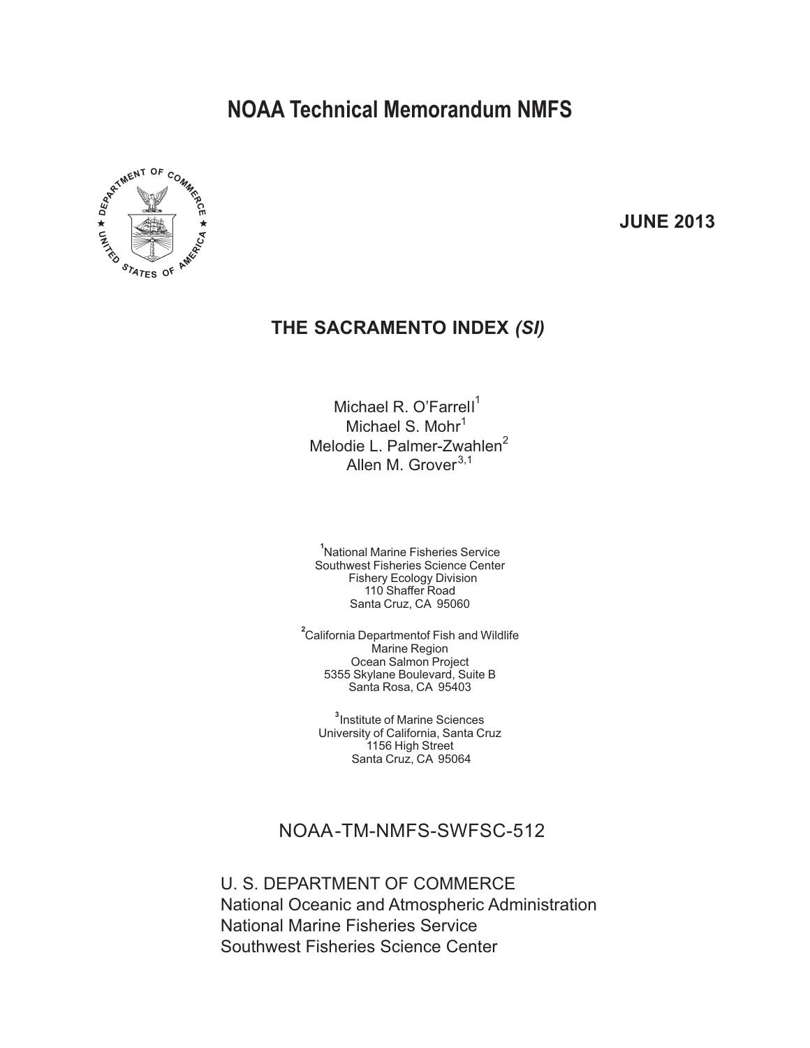# NOAA Technical Memorandum NMFS

**JUNE 2013**

## THE SACRAMENTO INDEX *(SI)*

Michael R. O'Farrell[1]
Michael S. Mohr[1]
Melodie L. Palmer-Zwahlen[2]
Allen M. Grover[3,1]

[1]National Marine Fisheries Service
Southwest Fisheries Science Center
Fishery Ecology Division
110 Shaffer Road
Santa Cruz, CA 95060

[2]California Departmentof Fish and Wildlife
Marine Region
Ocean Salmon Project
5355 Skylane Boulevard, Suite B
Santa Rosa, CA 95403

[3]Institute of Marine Sciences
University of California, Santa Cruz
1156 High Street
Santa Cruz, CA 95064

NOAA-TM-NMFS-SWFSC-512

U. S. DEPARTMENT OF COMMERCE
National Oceanic and Atmospheric Administration
National Marine Fisheries Service
Southwest Fisheries Science Center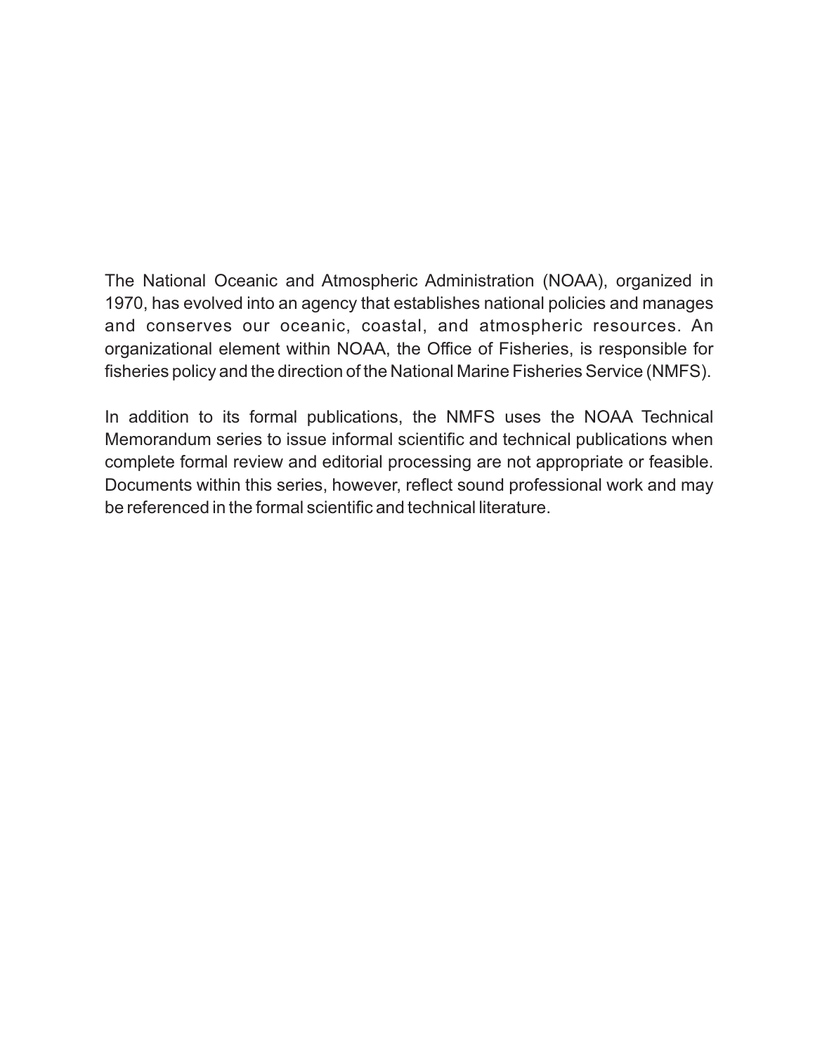The National Oceanic and Atmospheric Administration (NOAA), organized in 1970, has evolved into an agency that establishes national policies and manages and conserves our oceanic, coastal, and atmospheric resources. An organizational element within NOAA, the Office of Fisheries, is responsible for fisheries policy and the direction of the National Marine Fisheries Service (NMFS).

In addition to its formal publications, the NMFS uses the NOAA Technical Memorandum series to issue informal scientific and technical publications when complete formal review and editorial processing are not appropriate or feasible. Documents within this series, however, reflect sound professional work and may be referenced in the formal scientific and technical literature.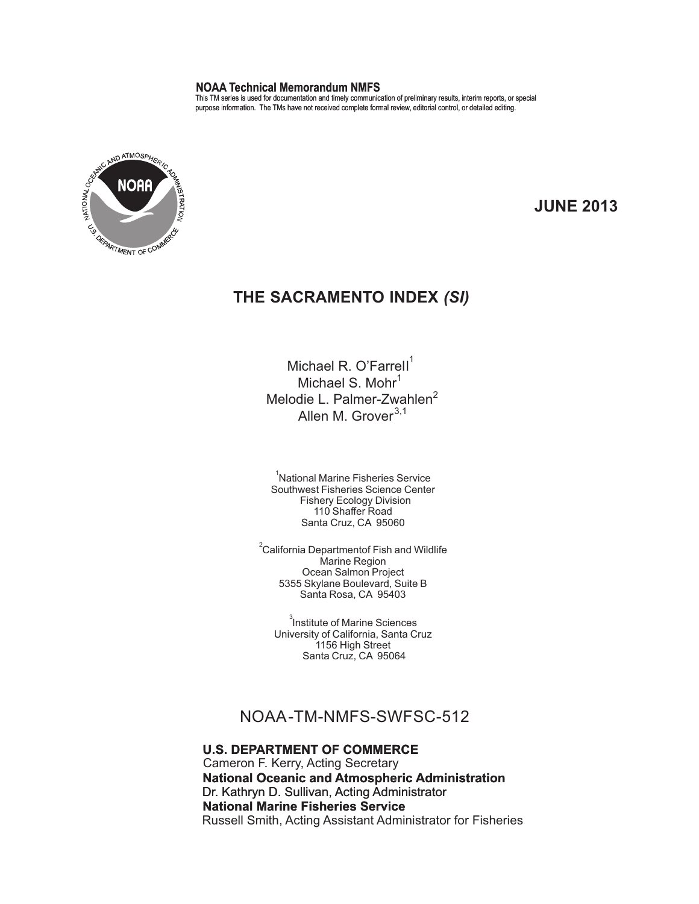**NOAA Technical Memorandum NMFS**

This TM series is used for documentation and timely communication of preliminary results, interim reports, or special purpose information. The TMs have not received complete formal review, editorial control, or detailed editing.

**JUNE 2013**

# THE SACRAMENTO INDEX *(SI)*

Michael R. O'Farrell[1]
Michael S. Mohr[1]
Melodie L. Palmer-Zwahlen[2]
Allen M. Grover[3,1]

[1]National Marine Fisheries Service
Southwest Fisheries Science Center
Fishery Ecology Division
110 Shaffer Road
Santa Cruz, CA 95060

[2]California Departmentof Fish and Wildlife
Marine Region
Ocean Salmon Project
5355 Skylane Boulevard, Suite B
Santa Rosa, CA 95403

[3]Institute of Marine Sciences
University of California, Santa Cruz
1156 High Street
Santa Cruz, CA 95064

NOAA-TM-NMFS-SWFSC-512

**U.S. DEPARTMENT OF COMMERCE**
Cameron F. Kerry, Acting Secretary
**National Oceanic and Atmospheric Administration**
Dr. Kathryn D. Sullivan, Acting Administrator
**National Marine Fisheries Service**
Russell Smith, Acting Assistant Administrator for Fisheries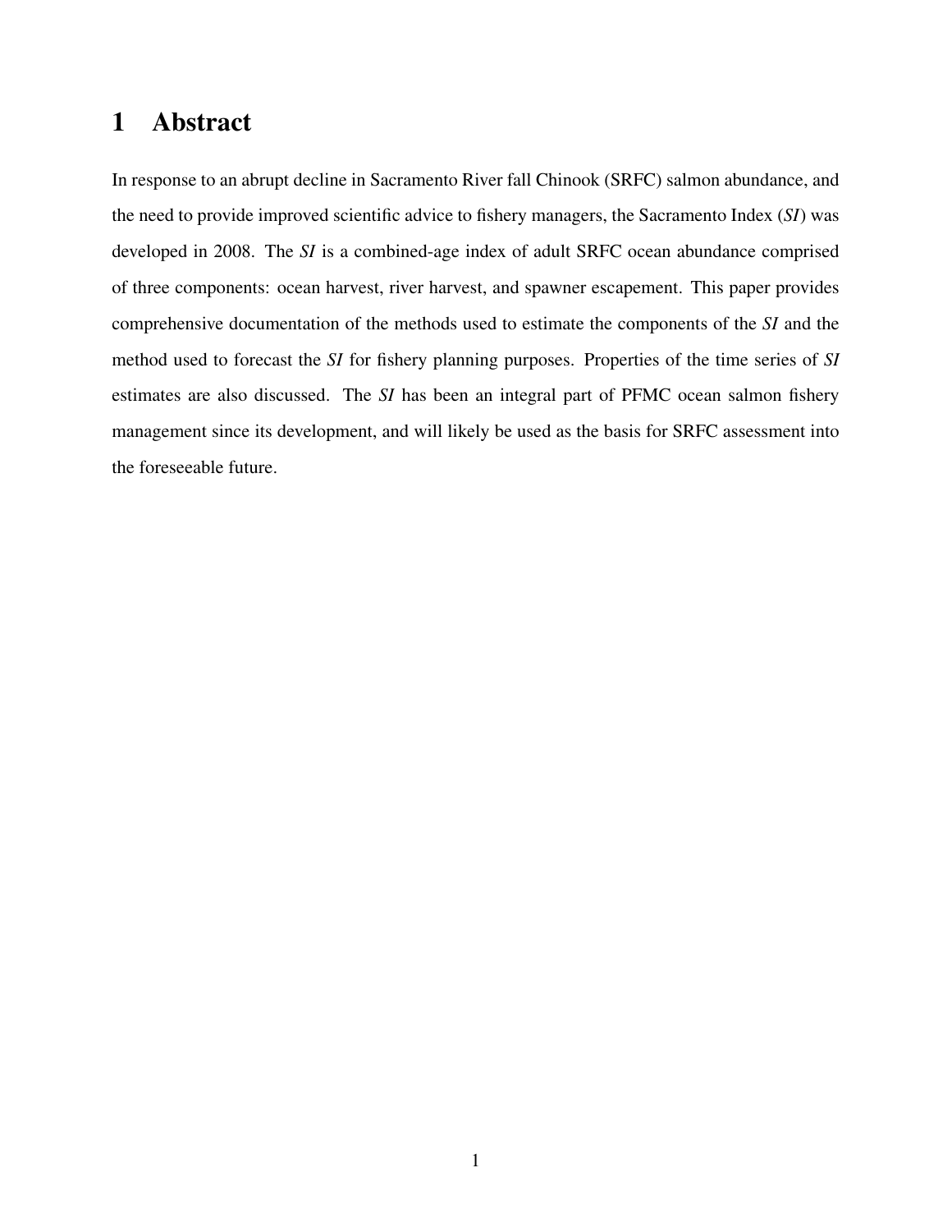# 1 Abstract

In response to an abrupt decline in Sacramento River fall Chinook (SRFC) salmon abundance, and the need to provide improved scientific advice to fishery managers, the Sacramento Index (*SI*) was developed in 2008. The *SI* is a combined-age index of adult SRFC ocean abundance comprised of three components: ocean harvest, river harvest, and spawner escapement. This paper provides comprehensive documentation of the methods used to estimate the components of the *SI* and the method used to forecast the *SI* for fishery planning purposes. Properties of the time series of *SI* estimates are also discussed. The *SI* has been an integral part of PFMC ocean salmon fishery management since its development, and will likely be used as the basis for SRFC assessment into the foreseeable future.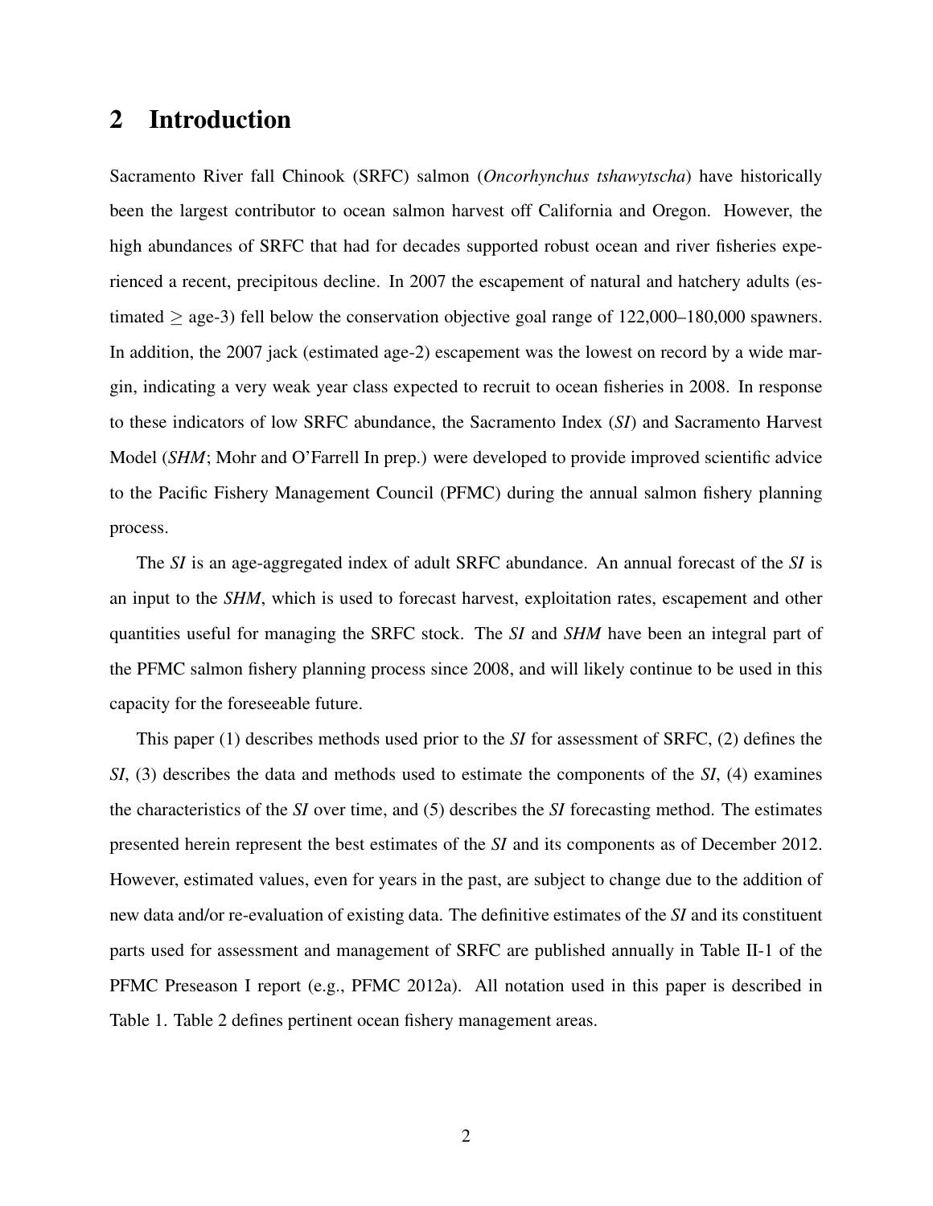## 2 Introduction

Sacramento River fall Chinook (SRFC) salmon (*Oncorhynchus tshawytscha*) have historically been the largest contributor to ocean salmon harvest off California and Oregon. However, the high abundances of SRFC that had for decades supported robust ocean and river fisheries experienced a recent, precipitous decline. In 2007 the escapement of natural and hatchery adults (estimated $\geq$ age-3) fell below the conservation objective goal range of 122,000–180,000 spawners. In addition, the 2007 jack (estimated age-2) escapement was the lowest on record by a wide margin, indicating a very weak year class expected to recruit to ocean fisheries in 2008. In response to these indicators of low SRFC abundance, the Sacramento Index (*SI*) and Sacramento Harvest Model (*SHM*; Mohr and O'Farrell In prep.) were developed to provide improved scientific advice to the Pacific Fishery Management Council (PFMC) during the annual salmon fishery planning process.

The *SI* is an age-aggregated index of adult SRFC abundance. An annual forecast of the *SI* is an input to the *SHM*, which is used to forecast harvest, exploitation rates, escapement and other quantities useful for managing the SRFC stock. The *SI* and *SHM* have been an integral part of the PFMC salmon fishery planning process since 2008, and will likely continue to be used in this capacity for the foreseeable future.

This paper (1) describes methods used prior to the *SI* for assessment of SRFC, (2) defines the *SI*, (3) describes the data and methods used to estimate the components of the *SI*, (4) examines the characteristics of the *SI* over time, and (5) describes the *SI* forecasting method. The estimates presented herein represent the best estimates of the *SI* and its components as of December 2012. However, estimated values, even for years in the past, are subject to change due to the addition of new data and/or re-evaluation of existing data. The definitive estimates of the *SI* and its constituent parts used for assessment and management of SRFC are published annually in Table II-1 of the PFMC Preseason I report (e.g., PFMC 2012a). All notation used in this paper is described in Table 1. Table 2 defines pertinent ocean fishery management areas.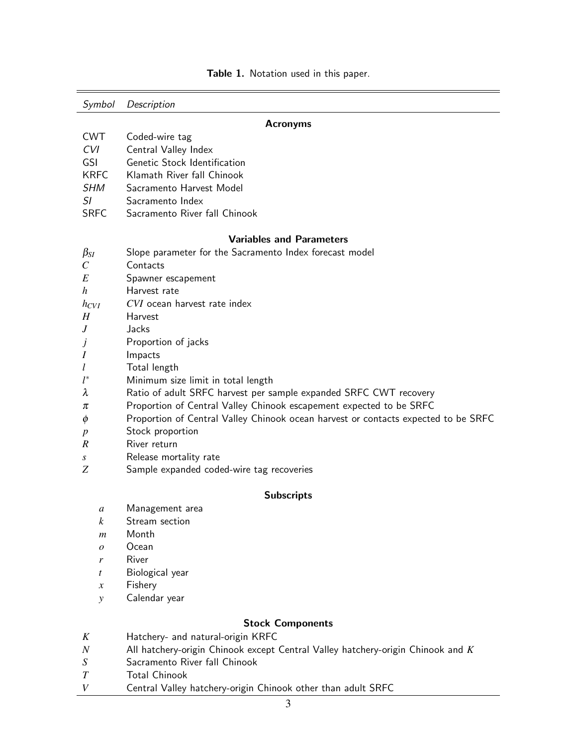**Table 1.** Notation used in this paper.

| *Symbol* | *Description* |
|---|---|
| | **Acronyms** |
| CWT | Coded-wire tag |
| *CVI* | Central Valley Index |
| GSI | Genetic Stock Identification |
| KRFC | Klamath River fall Chinook |
| *SHM* | Sacramento Harvest Model |
| *SI* | Sacramento Index |
| SRFC | Sacramento River fall Chinook |
| | **Variables and Parameters** |
| $\beta_{SI}$ | Slope parameter for the Sacramento Index forecast model |
| $C$ | Contacts |
| $E$ | Spawner escapement |
| $h$ | Harvest rate |
| $h_{CVI}$ | *CVI* ocean harvest rate index |
| $H$ | Harvest |
| $J$ | Jacks |
| $j$ | Proportion of jacks |
| $I$ | Impacts |
| $l$ | Total length |
| $l^*$ | Minimum size limit in total length |
| $\lambda$ | Ratio of adult SRFC harvest per sample expanded SRFC CWT recovery |
| $\pi$ | Proportion of Central Valley Chinook escapement expected to be SRFC |
| $\phi$ | Proportion of Central Valley Chinook ocean harvest or contacts expected to be SRFC |
| $p$ | Stock proportion |
| $R$ | River return |
| $s$ | Release mortality rate |
| $Z$ | Sample expanded coded-wire tag recoveries |
| | **Subscripts** |
| $a$ | Management area |
| $k$ | Stream section |
| $m$ | Month |
| $o$ | Ocean |
| $r$ | River |
| $t$ | Biological year |
| $x$ | Fishery |
| $y$ | Calendar year |
| | **Stock Components** |
| $K$ | Hatchery- and natural-origin KRFC |
| $N$ | All hatchery-origin Chinook except Central Valley hatchery-origin Chinook and $K$ |
| $S$ | Sacramento River fall Chinook |
| $T$ | Total Chinook |
| $V$ | Central Valley hatchery-origin Chinook other than adult SRFC |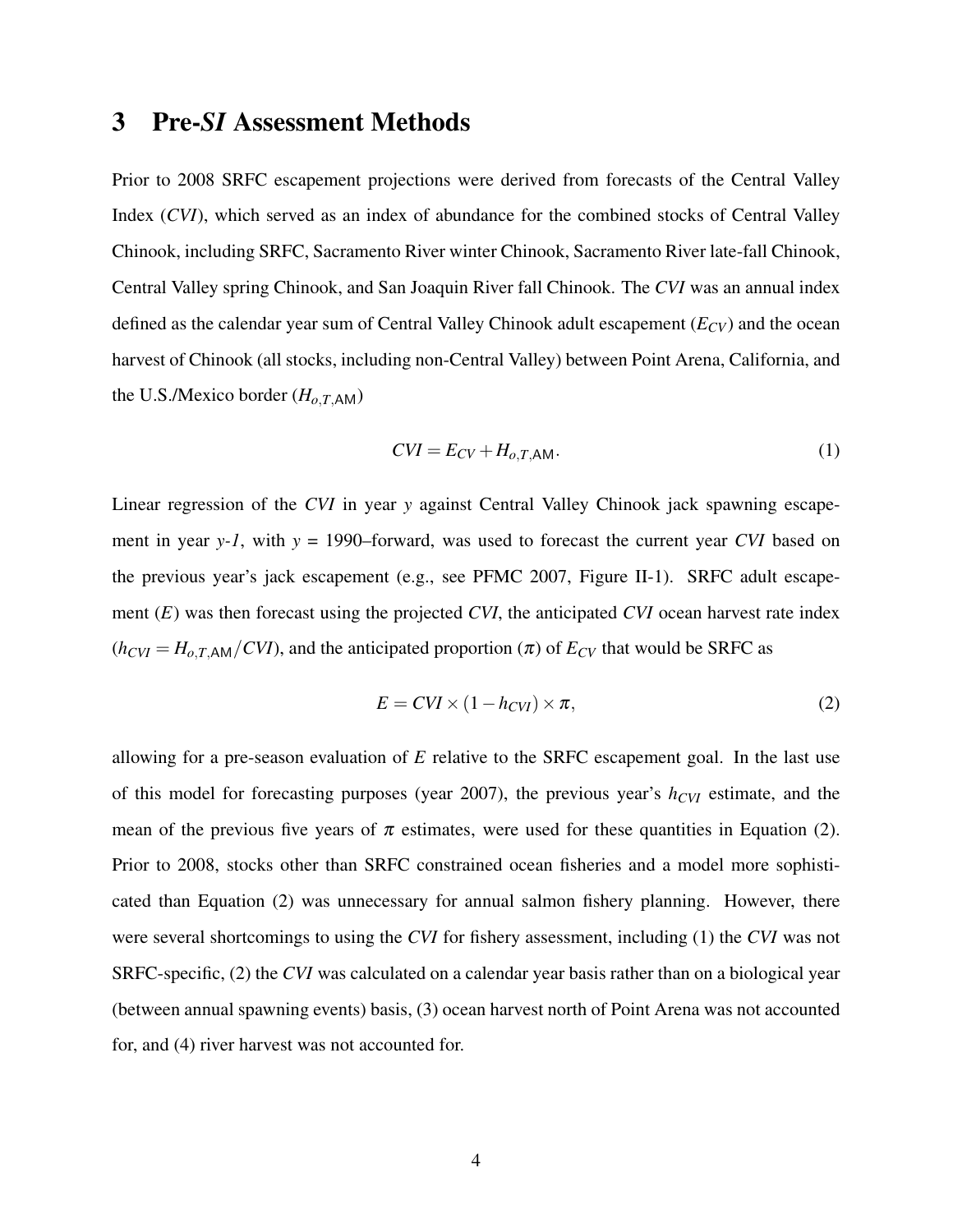# 3 Pre-*SI* Assessment Methods

Prior to 2008 SRFC escapement projections were derived from forecasts of the Central Valley Index (*CVI*), which served as an index of abundance for the combined stocks of Central Valley Chinook, including SRFC, Sacramento River winter Chinook, Sacramento River late-fall Chinook, Central Valley spring Chinook, and San Joaquin River fall Chinook. The *CVI* was an annual index defined as the calendar year sum of Central Valley Chinook adult escapement ($E_{CV}$) and the ocean harvest of Chinook (all stocks, including non-Central Valley) between Point Arena, California, and the U.S./Mexico border ($H_{o,T,\mathsf{AM}}$)

$$CVI = E_{CV} + H_{o,T,\mathsf{AM}}. \tag{1}$$

Linear regression of the *CVI* in year *y* against Central Valley Chinook jack spawning escapement in year *y-1*, with *y* = 1990–forward, was used to forecast the current year *CVI* based on the previous year's jack escapement (e.g., see PFMC 2007, Figure II-1). SRFC adult escapement ($E$) was then forecast using the projected *CVI*, the anticipated *CVI* ocean harvest rate index ($h_{CVI} = H_{o,T,\mathsf{AM}}/CVI$), and the anticipated proportion ($\pi$) of $E_{CV}$ that would be SRFC as

$$E = CVI \times (1 - h_{CVI}) \times \pi, \tag{2}$$

allowing for a pre-season evaluation of $E$ relative to the SRFC escapement goal. In the last use of this model for forecasting purposes (year 2007), the previous year's $h_{CVI}$ estimate, and the mean of the previous five years of $\pi$ estimates, were used for these quantities in Equation (2). Prior to 2008, stocks other than SRFC constrained ocean fisheries and a model more sophisticated than Equation (2) was unnecessary for annual salmon fishery planning. However, there were several shortcomings to using the *CVI* for fishery assessment, including (1) the *CVI* was not SRFC-specific, (2) the *CVI* was calculated on a calendar year basis rather than on a biological year (between annual spawning events) basis, (3) ocean harvest north of Point Arena was not accounted for, and (4) river harvest was not accounted for.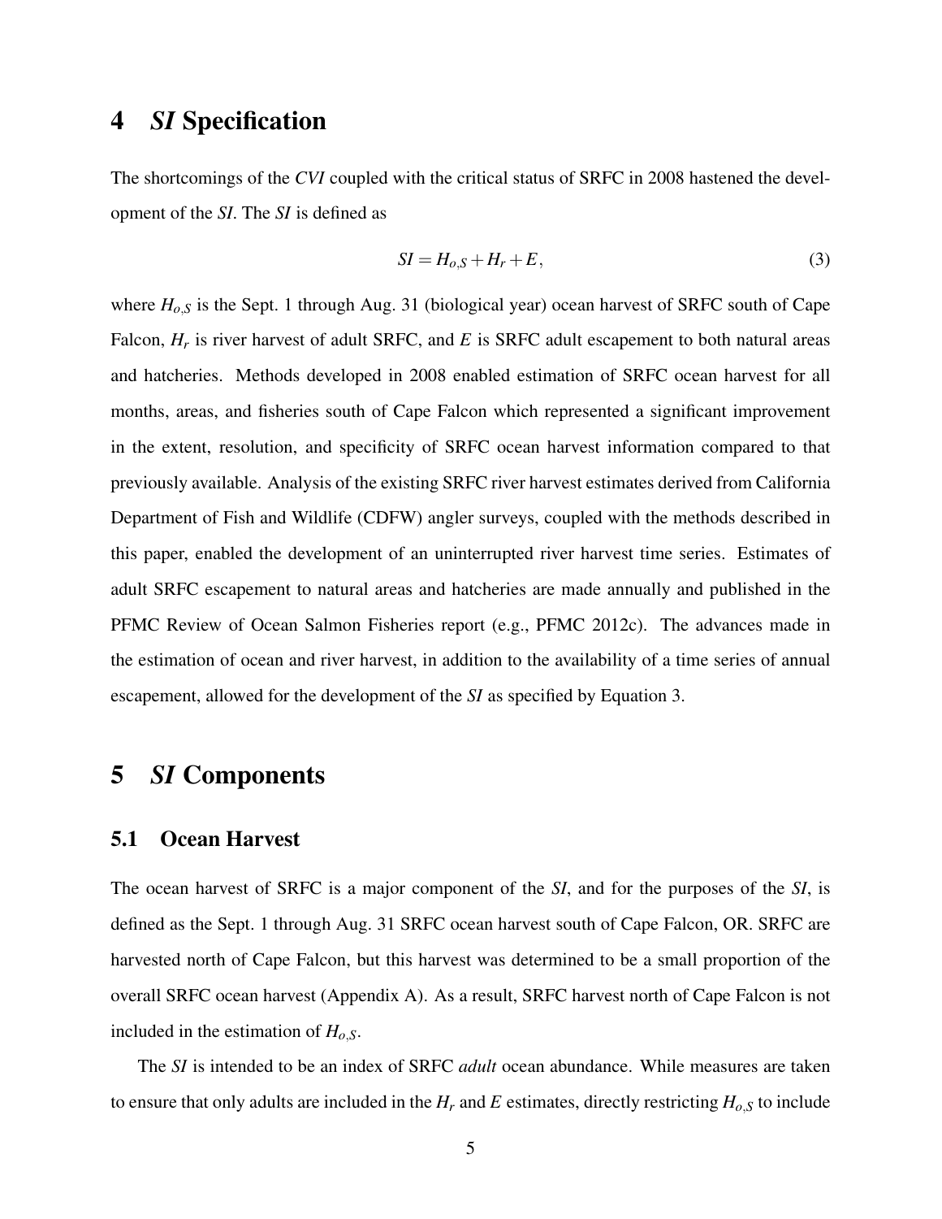# 4 *SI* Specification

The shortcomings of the *CVI* coupled with the critical status of SRFC in 2008 hastened the development of the *SI*. The *SI* is defined as

$$SI = H_{o,S} + H_r + E, \tag{3}$$

where $H_{o,S}$ is the Sept. 1 through Aug. 31 (biological year) ocean harvest of SRFC south of Cape Falcon, $H_r$ is river harvest of adult SRFC, and $E$ is SRFC adult escapement to both natural areas and hatcheries. Methods developed in 2008 enabled estimation of SRFC ocean harvest for all months, areas, and fisheries south of Cape Falcon which represented a significant improvement in the extent, resolution, and specificity of SRFC ocean harvest information compared to that previously available. Analysis of the existing SRFC river harvest estimates derived from California Department of Fish and Wildlife (CDFW) angler surveys, coupled with the methods described in this paper, enabled the development of an uninterrupted river harvest time series. Estimates of adult SRFC escapement to natural areas and hatcheries are made annually and published in the PFMC Review of Ocean Salmon Fisheries report (e.g., PFMC 2012c). The advances made in the estimation of ocean and river harvest, in addition to the availability of a time series of annual escapement, allowed for the development of the *SI* as specified by Equation 3.

# 5 *SI* Components

## 5.1 Ocean Harvest

The ocean harvest of SRFC is a major component of the *SI*, and for the purposes of the *SI*, is defined as the Sept. 1 through Aug. 31 SRFC ocean harvest south of Cape Falcon, OR. SRFC are harvested north of Cape Falcon, but this harvest was determined to be a small proportion of the overall SRFC ocean harvest (Appendix A). As a result, SRFC harvest north of Cape Falcon is not included in the estimation of $H_{o,S}$.

The *SI* is intended to be an index of SRFC *adult* ocean abundance. While measures are taken to ensure that only adults are included in the $H_r$ and $E$ estimates, directly restricting $H_{o,S}$ to include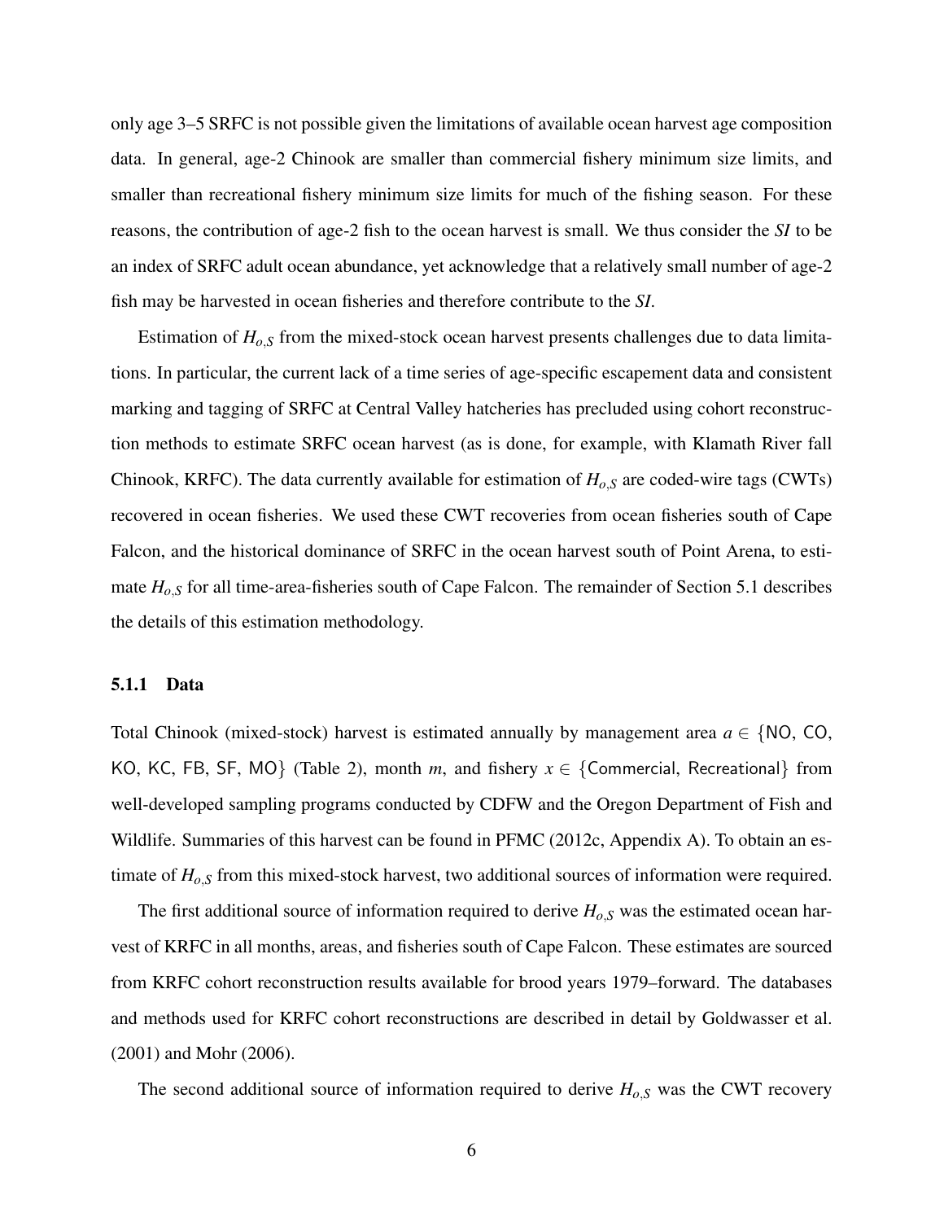only age 3–5 SRFC is not possible given the limitations of available ocean harvest age composition data. In general, age-2 Chinook are smaller than commercial fishery minimum size limits, and smaller than recreational fishery minimum size limits for much of the fishing season. For these reasons, the contribution of age-2 fish to the ocean harvest is small. We thus consider the *SI* to be an index of SRFC adult ocean abundance, yet acknowledge that a relatively small number of age-2 fish may be harvested in ocean fisheries and therefore contribute to the *SI*.

Estimation of $H_{o,S}$ from the mixed-stock ocean harvest presents challenges due to data limitations. In particular, the current lack of a time series of age-specific escapement data and consistent marking and tagging of SRFC at Central Valley hatcheries has precluded using cohort reconstruction methods to estimate SRFC ocean harvest (as is done, for example, with Klamath River fall Chinook, KRFC). The data currently available for estimation of $H_{o,S}$ are coded-wire tags (CWTs) recovered in ocean fisheries. We used these CWT recoveries from ocean fisheries south of Cape Falcon, and the historical dominance of SRFC in the ocean harvest south of Point Arena, to estimate $H_{o,S}$ for all time-area-fisheries south of Cape Falcon. The remainder of Section 5.1 describes the details of this estimation methodology.

### 5.1.1 Data

Total Chinook (mixed-stock) harvest is estimated annually by management area $a \in \{\text{NO, CO, KO, KC, FB, SF, MO}\}$ (Table 2), month $m$, and fishery $x \in \{\text{Commercial, Recreational}\}$ from well-developed sampling programs conducted by CDFW and the Oregon Department of Fish and Wildlife. Summaries of this harvest can be found in PFMC (2012c, Appendix A). To obtain an estimate of $H_{o,S}$ from this mixed-stock harvest, two additional sources of information were required.

The first additional source of information required to derive $H_{o,S}$ was the estimated ocean harvest of KRFC in all months, areas, and fisheries south of Cape Falcon. These estimates are sourced from KRFC cohort reconstruction results available for brood years 1979–forward. The databases and methods used for KRFC cohort reconstructions are described in detail by Goldwasser et al. (2001) and Mohr (2006).

The second additional source of information required to derive $H_{o,S}$ was the CWT recovery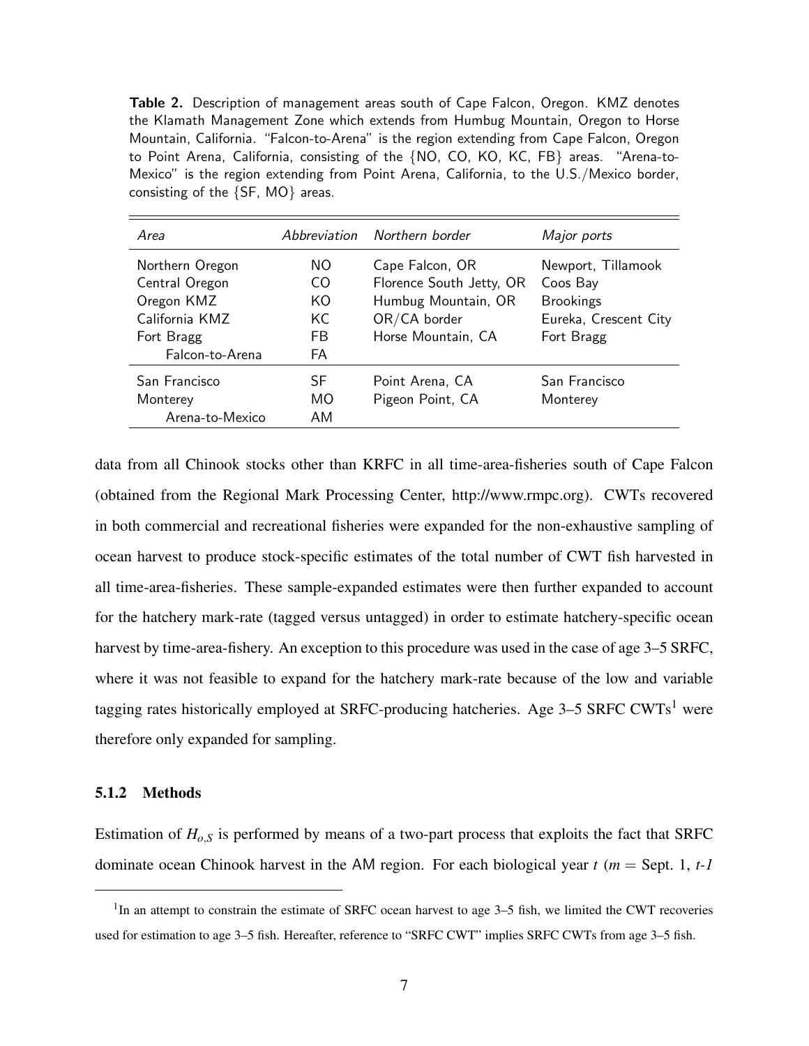**Table 2.** Description of management areas south of Cape Falcon, Oregon. KMZ denotes the Klamath Management Zone which extends from Humbug Mountain, Oregon to Horse Mountain, California. "Falcon-to-Arena" is the region extending from Cape Falcon, Oregon to Point Arena, California, consisting of the {NO, CO, KO, KC, FB} areas. "Arena-to-Mexico" is the region extending from Point Arena, California, to the U.S./Mexico border, consisting of the {SF, MO} areas.

| *Area* | *Abbreviation* | *Northern border* | *Major ports* |
|---|---|---|---|
| Northern Oregon | NO | Cape Falcon, OR | Newport, Tillamook |
| Central Oregon | CO | Florence South Jetty, OR | Coos Bay |
| Oregon KMZ | KO | Humbug Mountain, OR | Brookings |
| California KMZ | KC | OR/CA border | Eureka, Crescent City |
| Fort Bragg | FB | Horse Mountain, CA | Fort Bragg |
| Falcon-to-Arena | FA | | |
| San Francisco | SF | Point Arena, CA | San Francisco |
| Monterey | MO | Pigeon Point, CA | Monterey |
| Arena-to-Mexico | AM | | |

data from all Chinook stocks other than KRFC in all time-area-fisheries south of Cape Falcon (obtained from the Regional Mark Processing Center, http://www.rmpc.org). CWTs recovered in both commercial and recreational fisheries were expanded for the non-exhaustive sampling of ocean harvest to produce stock-specific estimates of the total number of CWT fish harvested in all time-area-fisheries. These sample-expanded estimates were then further expanded to account for the hatchery mark-rate (tagged versus untagged) in order to estimate hatchery-specific ocean harvest by time-area-fishery. An exception to this procedure was used in the case of age 3–5 SRFC, where it was not feasible to expand for the hatchery mark-rate because of the low and variable tagging rates historically employed at SRFC-producing hatcheries. Age 3–5 SRFC CWTs[1] were therefore only expanded for sampling.

### 5.1.2 Methods

Estimation of $H_{o,S}$ is performed by means of a two-part process that exploits the fact that SRFC dominate ocean Chinook harvest in the AM region. For each biological year $t$ ($m$ = Sept. 1, $t$-$1$

[1] In an attempt to constrain the estimate of SRFC ocean harvest to age 3–5 fish, we limited the CWT recoveries used for estimation to age 3–5 fish. Hereafter, reference to "SRFC CWT" implies SRFC CWTs from age 3–5 fish.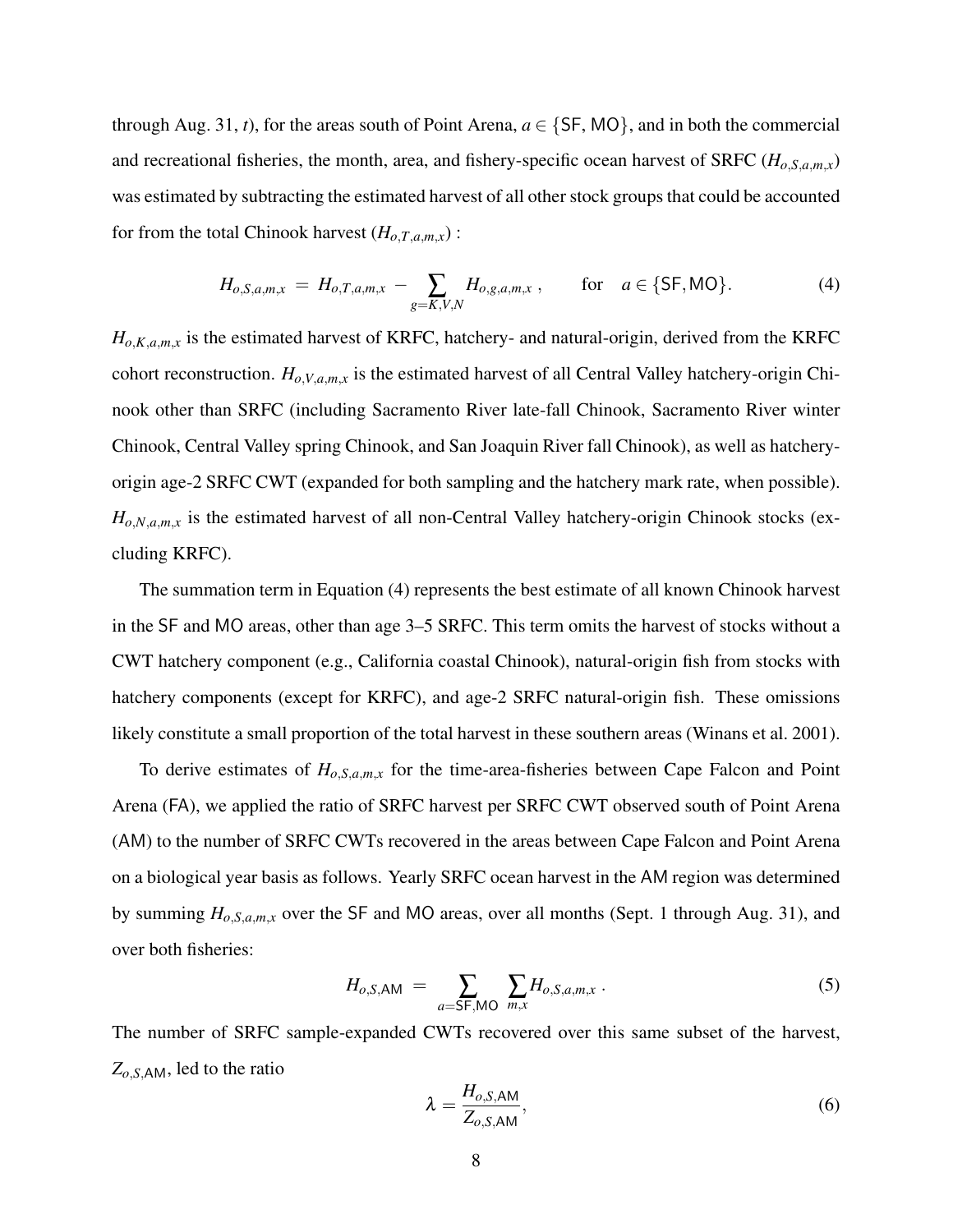through Aug. 31, $t$), for the areas south of Point Arena, $a \in \{\mathsf{SF}, \mathsf{MO}\}$, and in both the commercial and recreational fisheries, the month, area, and fishery-specific ocean harvest of SRFC ($H_{o,S,a,m,x}$) was estimated by subtracting the estimated harvest of all other stock groups that could be accounted for from the total Chinook harvest ($H_{o,T,a,m,x}$) :

$$H_{o,S,a,m,x} \; = \; H_{o,T,a,m,x} \; - \sum_{g=K,V,N} H_{o,g,a,m,x} \; , \qquad \text{for} \quad a \in \{\mathsf{SF}, \mathsf{MO}\}. \tag{4}$$

$H_{o,K,a,m,x}$ is the estimated harvest of KRFC, hatchery- and natural-origin, derived from the KRFC cohort reconstruction. $H_{o,V,a,m,x}$ is the estimated harvest of all Central Valley hatchery-origin Chinook other than SRFC (including Sacramento River late-fall Chinook, Sacramento River winter Chinook, Central Valley spring Chinook, and San Joaquin River fall Chinook), as well as hatchery-origin age-2 SRFC CWT (expanded for both sampling and the hatchery mark rate, when possible). $H_{o,N,a,m,x}$ is the estimated harvest of all non-Central Valley hatchery-origin Chinook stocks (excluding KRFC).

The summation term in Equation (4) represents the best estimate of all known Chinook harvest in the SF and MO areas, other than age 3–5 SRFC. This term omits the harvest of stocks without a CWT hatchery component (e.g., California coastal Chinook), natural-origin fish from stocks with hatchery components (except for KRFC), and age-2 SRFC natural-origin fish. These omissions likely constitute a small proportion of the total harvest in these southern areas (Winans et al. 2001).

To derive estimates of $H_{o,S,a,m,x}$ for the time-area-fisheries between Cape Falcon and Point Arena (FA), we applied the ratio of SRFC harvest per SRFC CWT observed south of Point Arena (AM) to the number of SRFC CWTs recovered in the areas between Cape Falcon and Point Arena on a biological year basis as follows. Yearly SRFC ocean harvest in the AM region was determined by summing $H_{o,S,a,m,x}$ over the SF and MO areas, over all months (Sept. 1 through Aug. 31), and over both fisheries:

$$H_{o,S,\mathsf{AM}} \; = \sum_{a=\mathsf{SF},\mathsf{MO}} \; \sum_{m,x} H_{o,S,a,m,x} \; . \tag{5}$$

The number of SRFC sample-expanded CWTs recovered over this same subset of the harvest, $Z_{o,S,\mathsf{AM}}$, led to the ratio

$$\lambda = \frac{H_{o,S,\mathsf{AM}}}{Z_{o,S,\mathsf{AM}}}, \tag{6}$$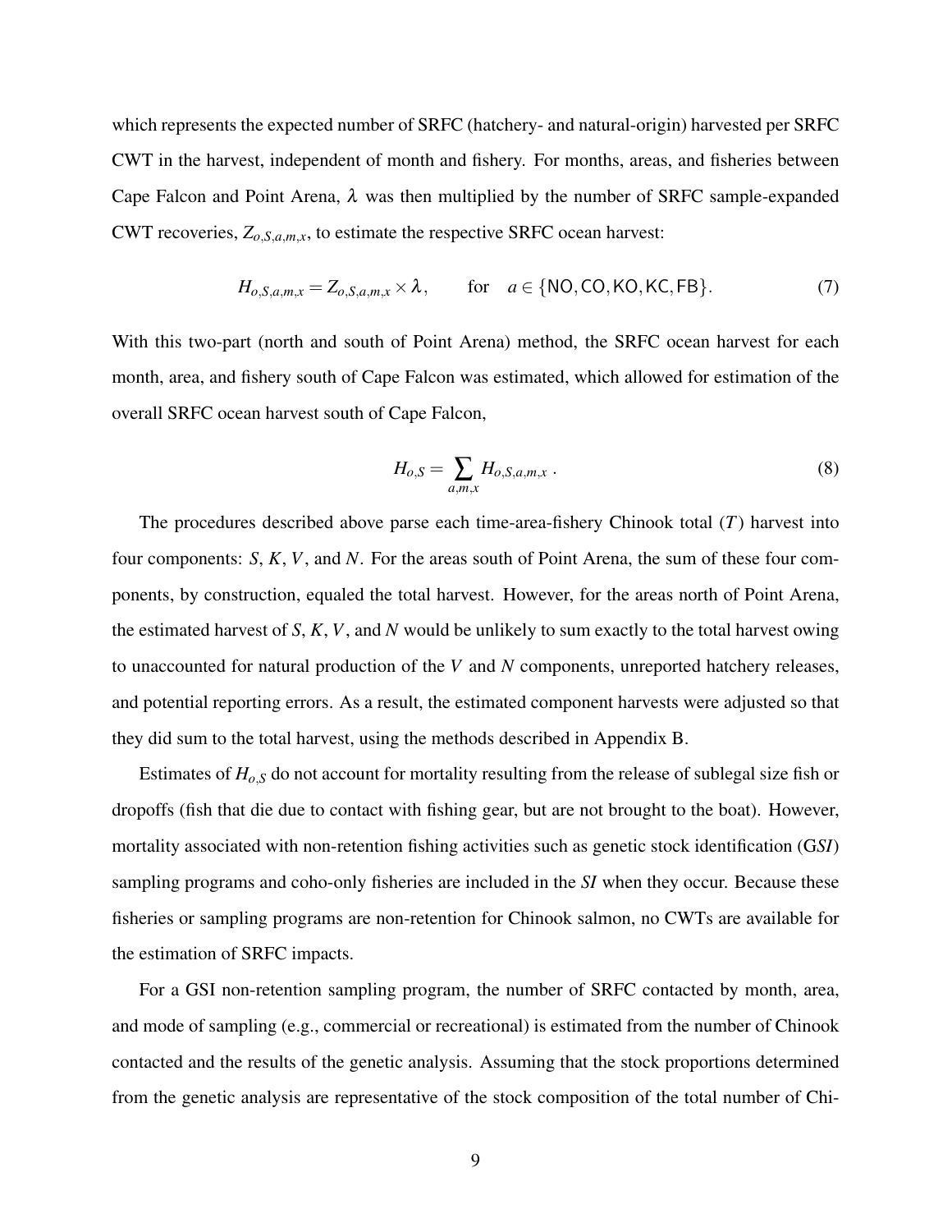which represents the expected number of SRFC (hatchery- and natural-origin) harvested per SRFC CWT in the harvest, independent of month and fishery. For months, areas, and fisheries between Cape Falcon and Point Arena, $\lambda$ was then multiplied by the number of SRFC sample-expanded CWT recoveries, $Z_{o,S,a,m,x}$, to estimate the respective SRFC ocean harvest:

$$H_{o,S,a,m,x} = Z_{o,S,a,m,x} \times \lambda, \qquad \text{for} \quad a \in \{\mathsf{NO}, \mathsf{CO}, \mathsf{KO}, \mathsf{KC}, \mathsf{FB}\}. \tag{7}$$

With this two-part (north and south of Point Arena) method, the SRFC ocean harvest for each month, area, and fishery south of Cape Falcon was estimated, which allowed for estimation of the overall SRFC ocean harvest south of Cape Falcon,

$$H_{o,S} = \sum_{a,m,x} H_{o,S,a,m,x} \,. \tag{8}$$

The procedures described above parse each time-area-fishery Chinook total ($T$) harvest into four components: $S$, $K$, $V$, and $N$. For the areas south of Point Arena, the sum of these four components, by construction, equaled the total harvest. However, for the areas north of Point Arena, the estimated harvest of $S$, $K$, $V$, and $N$ would be unlikely to sum exactly to the total harvest owing to unaccounted for natural production of the $V$ and $N$ components, unreported hatchery releases, and potential reporting errors. As a result, the estimated component harvests were adjusted so that they did sum to the total harvest, using the methods described in Appendix B.

Estimates of $H_{o,S}$ do not account for mortality resulting from the release of sublegal size fish or dropoffs (fish that die due to contact with fishing gear, but are not brought to the boat). However, mortality associated with non-retention fishing activities such as genetic stock identification (G$SI$) sampling programs and coho-only fisheries are included in the $SI$ when they occur. Because these fisheries or sampling programs are non-retention for Chinook salmon, no CWTs are available for the estimation of SRFC impacts.

For a GSI non-retention sampling program, the number of SRFC contacted by month, area, and mode of sampling (e.g., commercial or recreational) is estimated from the number of Chinook contacted and the results of the genetic analysis. Assuming that the stock proportions determined from the genetic analysis are representative of the stock composition of the total number of Chi-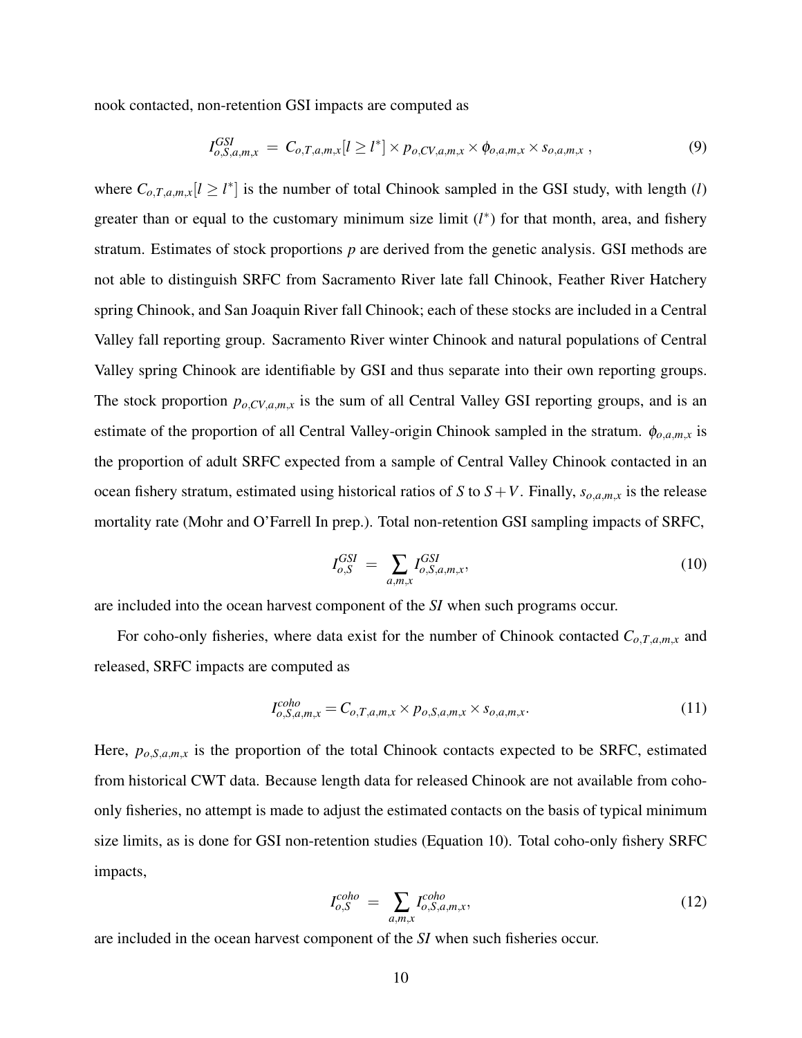nook contacted, non-retention GSI impacts are computed as

$$I_{o,S,a,m,x}^{GSI} \; = \; C_{o,T,a,m,x}[l \geq l^*] \times p_{o,CV,a,m,x} \times \phi_{o,a,m,x} \times s_{o,a,m,x} \; , \tag{9}$$

where $C_{o,T,a,m,x}[l \geq l^*]$ is the number of total Chinook sampled in the GSI study, with length ($l$) greater than or equal to the customary minimum size limit ($l^*$) for that month, area, and fishery stratum. Estimates of stock proportions $p$ are derived from the genetic analysis. GSI methods are not able to distinguish SRFC from Sacramento River late fall Chinook, Feather River Hatchery spring Chinook, and San Joaquin River fall Chinook; each of these stocks are included in a Central Valley fall reporting group. Sacramento River winter Chinook and natural populations of Central Valley spring Chinook are identifiable by GSI and thus separate into their own reporting groups. The stock proportion $p_{o,CV,a,m,x}$ is the sum of all Central Valley GSI reporting groups, and is an estimate of the proportion of all Central Valley-origin Chinook sampled in the stratum. $\phi_{o,a,m,x}$ is the proportion of adult SRFC expected from a sample of Central Valley Chinook contacted in an ocean fishery stratum, estimated using historical ratios of $S$ to $S+V$. Finally, $s_{o,a,m,x}$ is the release mortality rate (Mohr and O'Farrell In prep.). Total non-retention GSI sampling impacts of SRFC,

$$I_{o,S}^{GSI} \; = \; \sum_{a,m,x} I_{o,S,a,m,x}^{GSI}, \tag{10}$$

are included into the ocean harvest component of the *SI* when such programs occur.

For coho-only fisheries, where data exist for the number of Chinook contacted $C_{o,T,a,m,x}$ and released, SRFC impacts are computed as

$$I_{o,S,a,m,x}^{coho} = C_{o,T,a,m,x} \times p_{o,S,a,m,x} \times s_{o,a,m,x}. \tag{11}$$

Here, $p_{o,S,a,m,x}$ is the proportion of the total Chinook contacts expected to be SRFC, estimated from historical CWT data. Because length data for released Chinook are not available from coho-only fisheries, no attempt is made to adjust the estimated contacts on the basis of typical minimum size limits, as is done for GSI non-retention studies (Equation 10). Total coho-only fishery SRFC impacts,

$$I_{o,S}^{coho} \; = \; \sum_{a,m,x} I_{o,S,a,m,x}^{coho}, \tag{12}$$

are included in the ocean harvest component of the *SI* when such fisheries occur.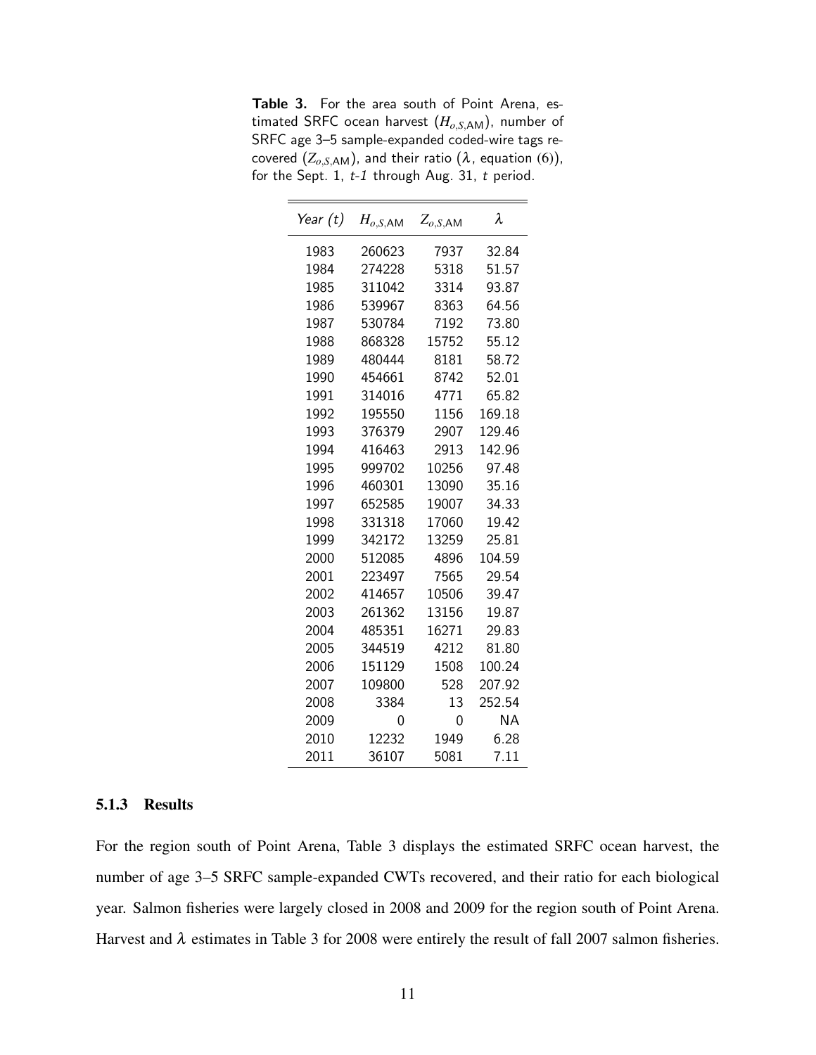**Table 3.** For the area south of Point Arena, estimated SRFC ocean harvest ($H_{o,S,\text{AM}}$), number of SRFC age 3–5 sample-expanded coded-wire tags recovered ($Z_{o,S,\text{AM}}$), and their ratio ($\lambda$, equation (6)), for the Sept. 1, *t-1* through Aug. 31, *t* period.

| *Year (t)* | $H_{o,S,\text{AM}}$ | $Z_{o,S,\text{AM}}$ | $\lambda$ |
|---|---|---|---|
| 1983 | 260623 | 7937 | 32.84 |
| 1984 | 274228 | 5318 | 51.57 |
| 1985 | 311042 | 3314 | 93.87 |
| 1986 | 539967 | 8363 | 64.56 |
| 1987 | 530784 | 7192 | 73.80 |
| 1988 | 868328 | 15752 | 55.12 |
| 1989 | 480444 | 8181 | 58.72 |
| 1990 | 454661 | 8742 | 52.01 |
| 1991 | 314016 | 4771 | 65.82 |
| 1992 | 195550 | 1156 | 169.18 |
| 1993 | 376379 | 2907 | 129.46 |
| 1994 | 416463 | 2913 | 142.96 |
| 1995 | 999702 | 10256 | 97.48 |
| 1996 | 460301 | 13090 | 35.16 |
| 1997 | 652585 | 19007 | 34.33 |
| 1998 | 331318 | 17060 | 19.42 |
| 1999 | 342172 | 13259 | 25.81 |
| 2000 | 512085 | 4896 | 104.59 |
| 2001 | 223497 | 7565 | 29.54 |
| 2002 | 414657 | 10506 | 39.47 |
| 2003 | 261362 | 13156 | 19.87 |
| 2004 | 485351 | 16271 | 29.83 |
| 2005 | 344519 | 4212 | 81.80 |
| 2006 | 151129 | 1508 | 100.24 |
| 2007 | 109800 | 528 | 207.92 |
| 2008 | 3384 | 13 | 252.54 |
| 2009 | 0 | 0 | NA |
| 2010 | 12232 | 1949 | 6.28 |
| 2011 | 36107 | 5081 | 7.11 |

### 5.1.3 Results

For the region south of Point Arena, Table 3 displays the estimated SRFC ocean harvest, the number of age 3–5 SRFC sample-expanded CWTs recovered, and their ratio for each biological year. Salmon fisheries were largely closed in 2008 and 2009 for the region south of Point Arena. Harvest and $\lambda$ estimates in Table 3 for 2008 were entirely the result of fall 2007 salmon fisheries.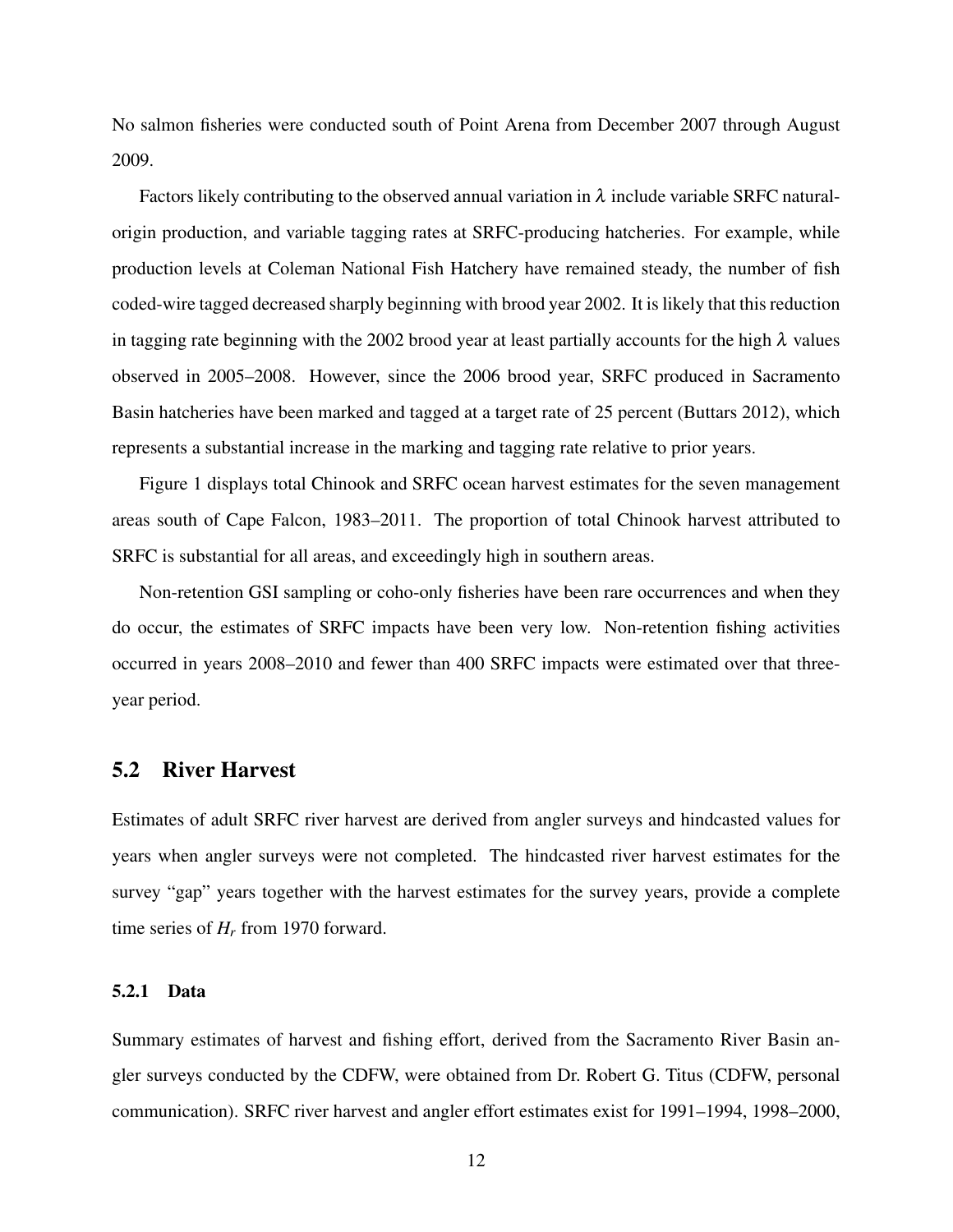No salmon fisheries were conducted south of Point Arena from December 2007 through August 2009.

Factors likely contributing to the observed annual variation in $\lambda$ include variable SRFC natural-origin production, and variable tagging rates at SRFC-producing hatcheries. For example, while production levels at Coleman National Fish Hatchery have remained steady, the number of fish coded-wire tagged decreased sharply beginning with brood year 2002. It is likely that this reduction in tagging rate beginning with the 2002 brood year at least partially accounts for the high $\lambda$ values observed in 2005–2008. However, since the 2006 brood year, SRFC produced in Sacramento Basin hatcheries have been marked and tagged at a target rate of 25 percent (Buttars 2012), which represents a substantial increase in the marking and tagging rate relative to prior years.

Figure 1 displays total Chinook and SRFC ocean harvest estimates for the seven management areas south of Cape Falcon, 1983–2011. The proportion of total Chinook harvest attributed to SRFC is substantial for all areas, and exceedingly high in southern areas.

Non-retention GSI sampling or coho-only fisheries have been rare occurrences and when they do occur, the estimates of SRFC impacts have been very low. Non-retention fishing activities occurred in years 2008–2010 and fewer than 400 SRFC impacts were estimated over that three-year period.

## 5.2 River Harvest

Estimates of adult SRFC river harvest are derived from angler surveys and hindcasted values for years when angler surveys were not completed. The hindcasted river harvest estimates for the survey "gap" years together with the harvest estimates for the survey years, provide a complete time series of $H_r$ from 1970 forward.

### 5.2.1 Data

Summary estimates of harvest and fishing effort, derived from the Sacramento River Basin angler surveys conducted by the CDFW, were obtained from Dr. Robert G. Titus (CDFW, personal communication). SRFC river harvest and angler effort estimates exist for 1991–1994, 1998–2000,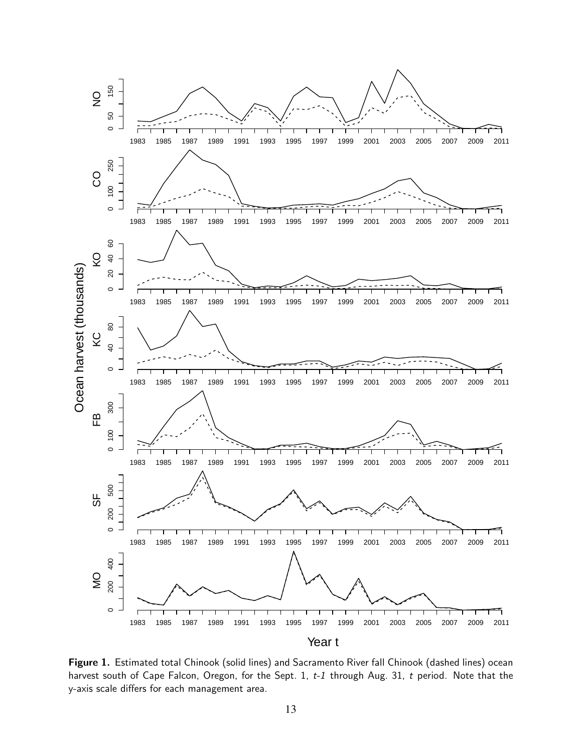**Figure 1.** Estimated total Chinook (solid lines) and Sacramento River fall Chinook (dashed lines) ocean harvest south of Cape Falcon, Oregon, for the Sept. 1, *t-1* through Aug. 31, *t* period. Note that the y-axis scale differs for each management area.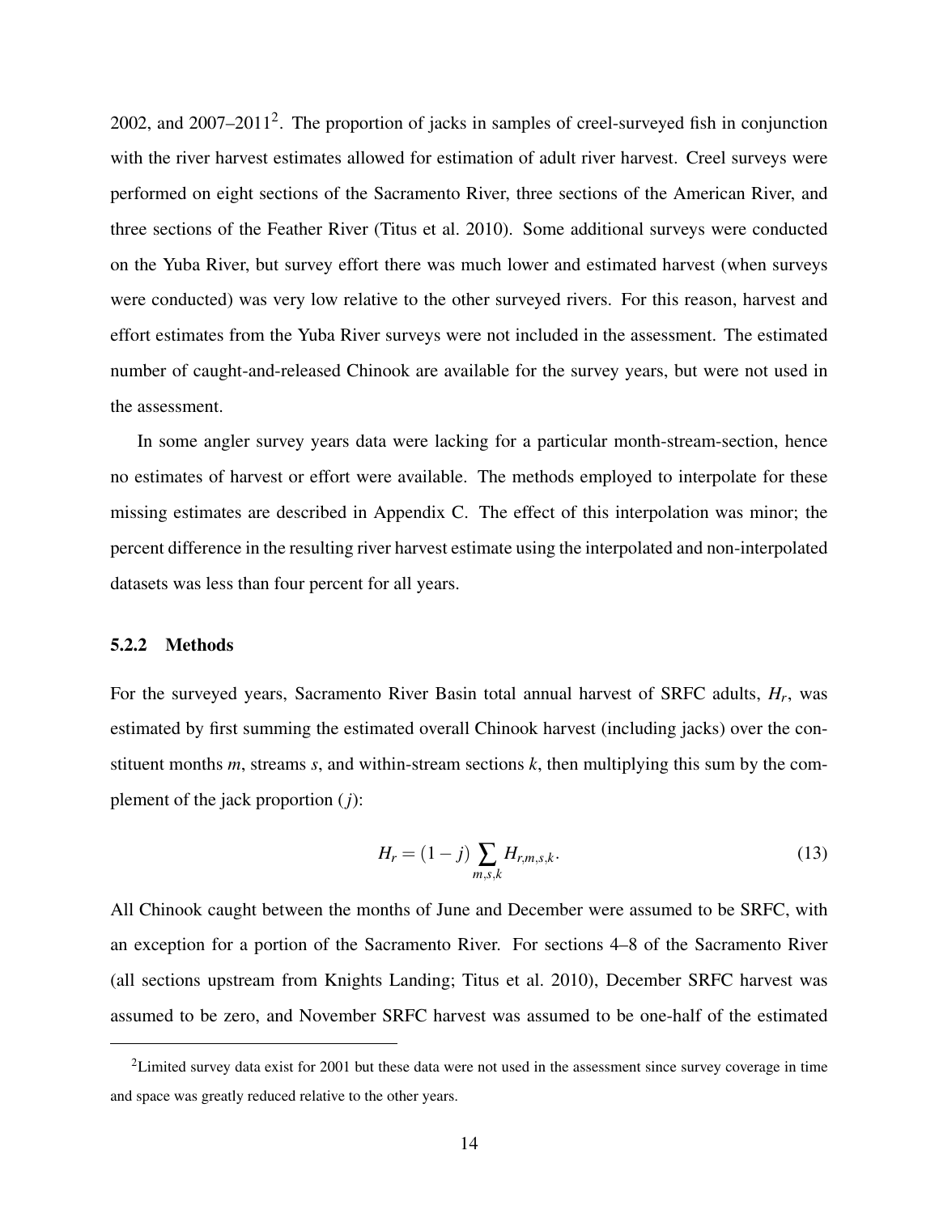2002, and 2007–2011[2]. The proportion of jacks in samples of creel-surveyed fish in conjunction with the river harvest estimates allowed for estimation of adult river harvest. Creel surveys were performed on eight sections of the Sacramento River, three sections of the American River, and three sections of the Feather River (Titus et al. 2010). Some additional surveys were conducted on the Yuba River, but survey effort there was much lower and estimated harvest (when surveys were conducted) was very low relative to the other surveyed rivers. For this reason, harvest and effort estimates from the Yuba River surveys were not included in the assessment. The estimated number of caught-and-released Chinook are available for the survey years, but were not used in the assessment.

In some angler survey years data were lacking for a particular month-stream-section, hence no estimates of harvest or effort were available. The methods employed to interpolate for these missing estimates are described in Appendix C. The effect of this interpolation was minor; the percent difference in the resulting river harvest estimate using the interpolated and non-interpolated datasets was less than four percent for all years.

### 5.2.2 Methods

For the surveyed years, Sacramento River Basin total annual harvest of SRFC adults, $H_r$, was estimated by first summing the estimated overall Chinook harvest (including jacks) over the constituent months $m$, streams $s$, and within-stream sections $k$, then multiplying this sum by the complement of the jack proportion ($j$):

$$H_r = (1 - j) \sum_{m,s,k} H_{r,m,s,k}. \tag{13}$$

All Chinook caught between the months of June and December were assumed to be SRFC, with an exception for a portion of the Sacramento River. For sections 4–8 of the Sacramento River (all sections upstream from Knights Landing; Titus et al. 2010), December SRFC harvest was assumed to be zero, and November SRFC harvest was assumed to be one-half of the estimated

[2] Limited survey data exist for 2001 but these data were not used in the assessment since survey coverage in time and space was greatly reduced relative to the other years.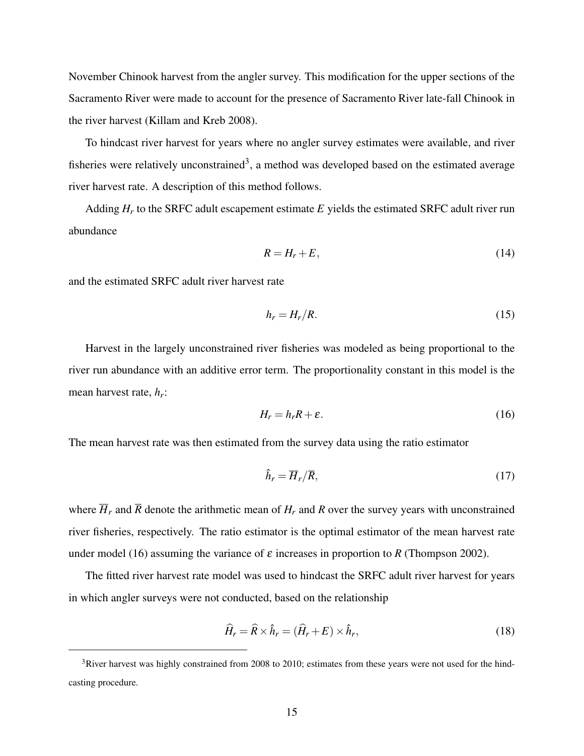November Chinook harvest from the angler survey. This modification for the upper sections of the Sacramento River were made to account for the presence of Sacramento River late-fall Chinook in the river harvest (Killam and Kreb 2008).

To hindcast river harvest for years where no angler survey estimates were available, and river fisheries were relatively unconstrained[3], a method was developed based on the estimated average river harvest rate. A description of this method follows.

Adding $H_r$ to the SRFC adult escapement estimate $E$ yields the estimated SRFC adult river run abundance

$$R = H_r + E, \tag{14}$$

and the estimated SRFC adult river harvest rate

$$h_r = H_r / R. \tag{15}$$

Harvest in the largely unconstrained river fisheries was modeled as being proportional to the river run abundance with an additive error term. The proportionality constant in this model is the mean harvest rate, $h_r$:

$$H_r = h_r R + \varepsilon. \tag{16}$$

The mean harvest rate was then estimated from the survey data using the ratio estimator

$$\hat{h}_r = \overline{H}_r / \overline{R}, \tag{17}$$

where $\overline{H}_r$ and $\overline{R}$ denote the arithmetic mean of $H_r$ and $R$ over the survey years with unconstrained river fisheries, respectively. The ratio estimator is the optimal estimator of the mean harvest rate under model (16) assuming the variance of $\varepsilon$ increases in proportion to $R$ (Thompson 2002).

The fitted river harvest rate model was used to hindcast the SRFC adult river harvest for years in which angler surveys were not conducted, based on the relationship

$$\widehat{H}_r = \widehat{R} \times \hat{h}_r = (\widehat{H}_r + E) \times \hat{h}_r, \tag{18}$$

[3]River harvest was highly constrained from 2008 to 2010; estimates from these years were not used for the hindcasting procedure.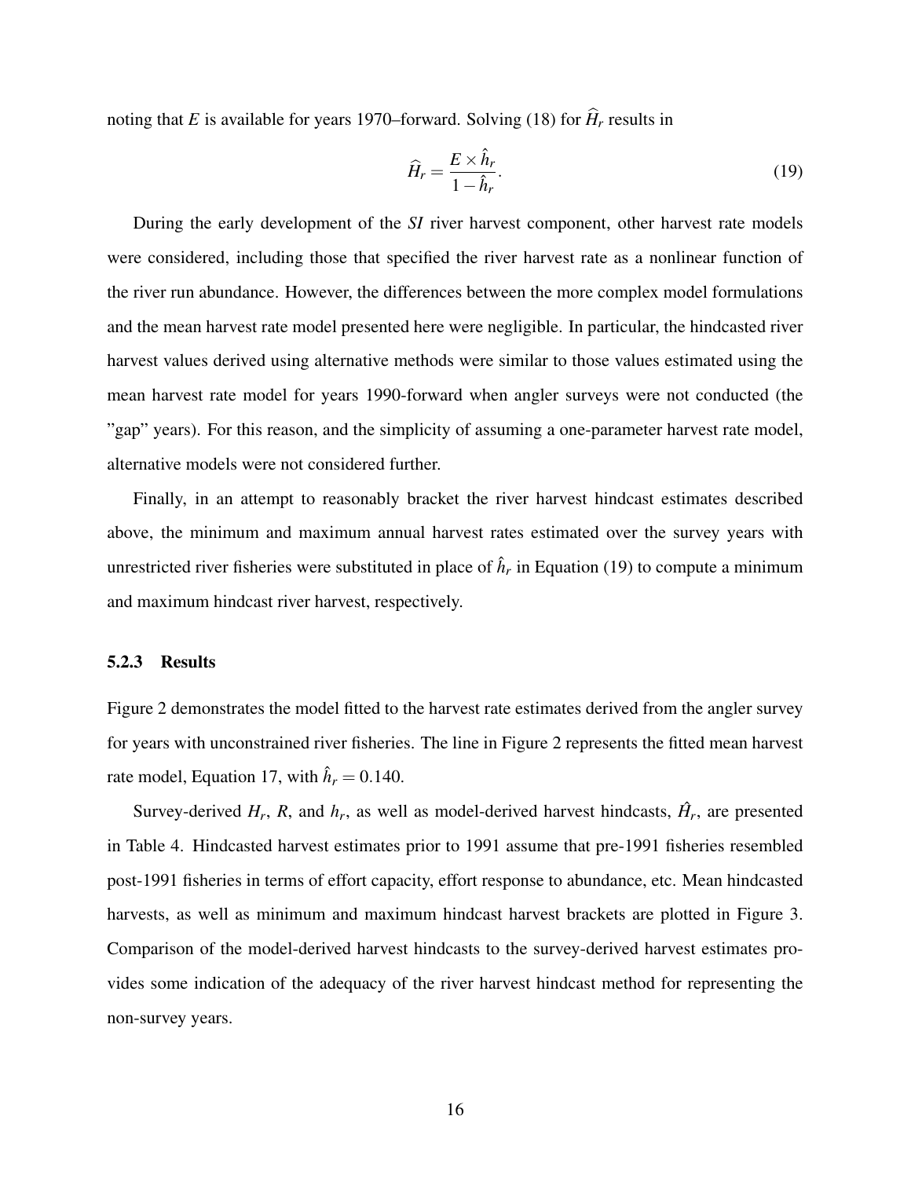noting that $E$ is available for years 1970–forward. Solving (18) for $\widehat{H}_r$ results in

$$\widehat{H}_r = \frac{E \times \hat{h}_r}{1 - \hat{h}_r}. \tag{19}$$

During the early development of the *SI* river harvest component, other harvest rate models were considered, including those that specified the river harvest rate as a nonlinear function of the river run abundance. However, the differences between the more complex model formulations and the mean harvest rate model presented here were negligible. In particular, the hindcasted river harvest values derived using alternative methods were similar to those values estimated using the mean harvest rate model for years 1990-forward when angler surveys were not conducted (the "gap" years). For this reason, and the simplicity of assuming a one-parameter harvest rate model, alternative models were not considered further.

Finally, in an attempt to reasonably bracket the river harvest hindcast estimates described above, the minimum and maximum annual harvest rates estimated over the survey years with unrestricted river fisheries were substituted in place of $\hat{h}_r$ in Equation (19) to compute a minimum and maximum hindcast river harvest, respectively.

### 5.2.3 Results

Figure 2 demonstrates the model fitted to the harvest rate estimates derived from the angler survey for years with unconstrained river fisheries. The line in Figure 2 represents the fitted mean harvest rate model, Equation 17, with $\hat{h}_r = 0.140$.

Survey-derived $H_r$, $R$, and $h_r$, as well as model-derived harvest hindcasts, $\hat{H}_r$, are presented in Table 4. Hindcasted harvest estimates prior to 1991 assume that pre-1991 fisheries resembled post-1991 fisheries in terms of effort capacity, effort response to abundance, etc. Mean hindcasted harvests, as well as minimum and maximum hindcast harvest brackets are plotted in Figure 3. Comparison of the model-derived harvest hindcasts to the survey-derived harvest estimates provides some indication of the adequacy of the river harvest hindcast method for representing the non-survey years.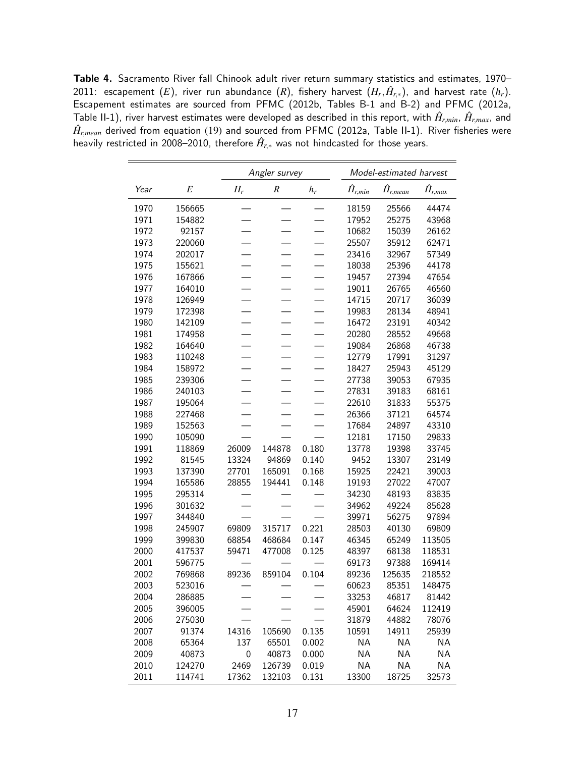**Table 4.** Sacramento River fall Chinook adult river return summary statistics and estimates, 1970–2011: escapement ($E$), river run abundance ($R$), fishery harvest ($H_r, \hat{H}_{r,*}$), and harvest rate ($h_r$). Escapement estimates are sourced from PFMC (2012b, Tables B-1 and B-2) and PFMC (2012a, Table II-1), river harvest estimates were developed as described in this report, with $\hat{H}_{r,min}$, $\hat{H}_{r,max}$, and $\hat{H}_{r,mean}$ derived from equation (19) and sourced from PFMC (2012a, Table II-1). River fisheries were heavily restricted in 2008–2010, therefore $\hat{H}_{r,*}$ was not hindcasted for those years.

| | | *Angler survey* | | | *Model-estimated harvest* | | |
|---|---|---|---|---|---|---|---|
| *Year* | $E$ | $H_r$ | $R$ | $h_r$ | $\hat{H}_{r,min}$ | $\hat{H}_{r,mean}$ | $\hat{H}_{r,max}$ |
| 1970 | 156665 | — | — | — | 18159 | 25566 | 44474 |
| 1971 | 154882 | — | — | — | 17952 | 25275 | 43968 |
| 1972 | 92157 | — | — | — | 10682 | 15039 | 26162 |
| 1973 | 220060 | — | — | — | 25507 | 35912 | 62471 |
| 1974 | 202017 | — | — | — | 23416 | 32967 | 57349 |
| 1975 | 155621 | — | — | — | 18038 | 25396 | 44178 |
| 1976 | 167866 | — | — | — | 19457 | 27394 | 47654 |
| 1977 | 164010 | — | — | — | 19011 | 26765 | 46560 |
| 1978 | 126949 | — | — | — | 14715 | 20717 | 36039 |
| 1979 | 172398 | — | — | — | 19983 | 28134 | 48941 |
| 1980 | 142109 | — | — | — | 16472 | 23191 | 40342 |
| 1981 | 174958 | — | — | — | 20280 | 28552 | 49668 |
| 1982 | 164640 | — | — | — | 19084 | 26868 | 46738 |
| 1983 | 110248 | — | — | — | 12779 | 17991 | 31297 |
| 1984 | 158972 | — | — | — | 18427 | 25943 | 45129 |
| 1985 | 239306 | — | — | — | 27738 | 39053 | 67935 |
| 1986 | 240103 | — | — | — | 27831 | 39183 | 68161 |
| 1987 | 195064 | — | — | — | 22610 | 31833 | 55375 |
| 1988 | 227468 | — | — | — | 26366 | 37121 | 64574 |
| 1989 | 152563 | — | — | — | 17684 | 24897 | 43310 |
| 1990 | 105090 | — | — | — | 12181 | 17150 | 29833 |
| 1991 | 118869 | 26009 | 144878 | 0.180 | 13778 | 19398 | 33745 |
| 1992 | 81545 | 13324 | 94869 | 0.140 | 9452 | 13307 | 23149 |
| 1993 | 137390 | 27701 | 165091 | 0.168 | 15925 | 22421 | 39003 |
| 1994 | 165586 | 28855 | 194441 | 0.148 | 19193 | 27022 | 47007 |
| 1995 | 295314 | — | — | — | 34230 | 48193 | 83835 |
| 1996 | 301632 | — | — | — | 34962 | 49224 | 85628 |
| 1997 | 344840 | — | — | — | 39971 | 56275 | 97894 |
| 1998 | 245907 | 69809 | 315717 | 0.221 | 28503 | 40130 | 69809 |
| 1999 | 399830 | 68854 | 468684 | 0.147 | 46345 | 65249 | 113505 |
| 2000 | 417537 | 59471 | 477008 | 0.125 | 48397 | 68138 | 118531 |
| 2001 | 596775 | — | — | — | 69173 | 97388 | 169414 |
| 2002 | 769868 | 89236 | 859104 | 0.104 | 89236 | 125635 | 218552 |
| 2003 | 523016 | — | — | — | 60623 | 85351 | 148475 |
| 2004 | 286885 | — | — | — | 33253 | 46817 | 81442 |
| 2005 | 396005 | — | — | — | 45901 | 64624 | 112419 |
| 2006 | 275030 | — | — | — | 31879 | 44882 | 78076 |
| 2007 | 91374 | 14316 | 105690 | 0.135 | 10591 | 14911 | 25939 |
| 2008 | 65364 | 137 | 65501 | 0.002 | NA | NA | NA |
| 2009 | 40873 | 0 | 40873 | 0.000 | NA | NA | NA |
| 2010 | 124270 | 2469 | 126739 | 0.019 | NA | NA | NA |
| 2011 | 114741 | 17362 | 132103 | 0.131 | 13300 | 18725 | 32573 |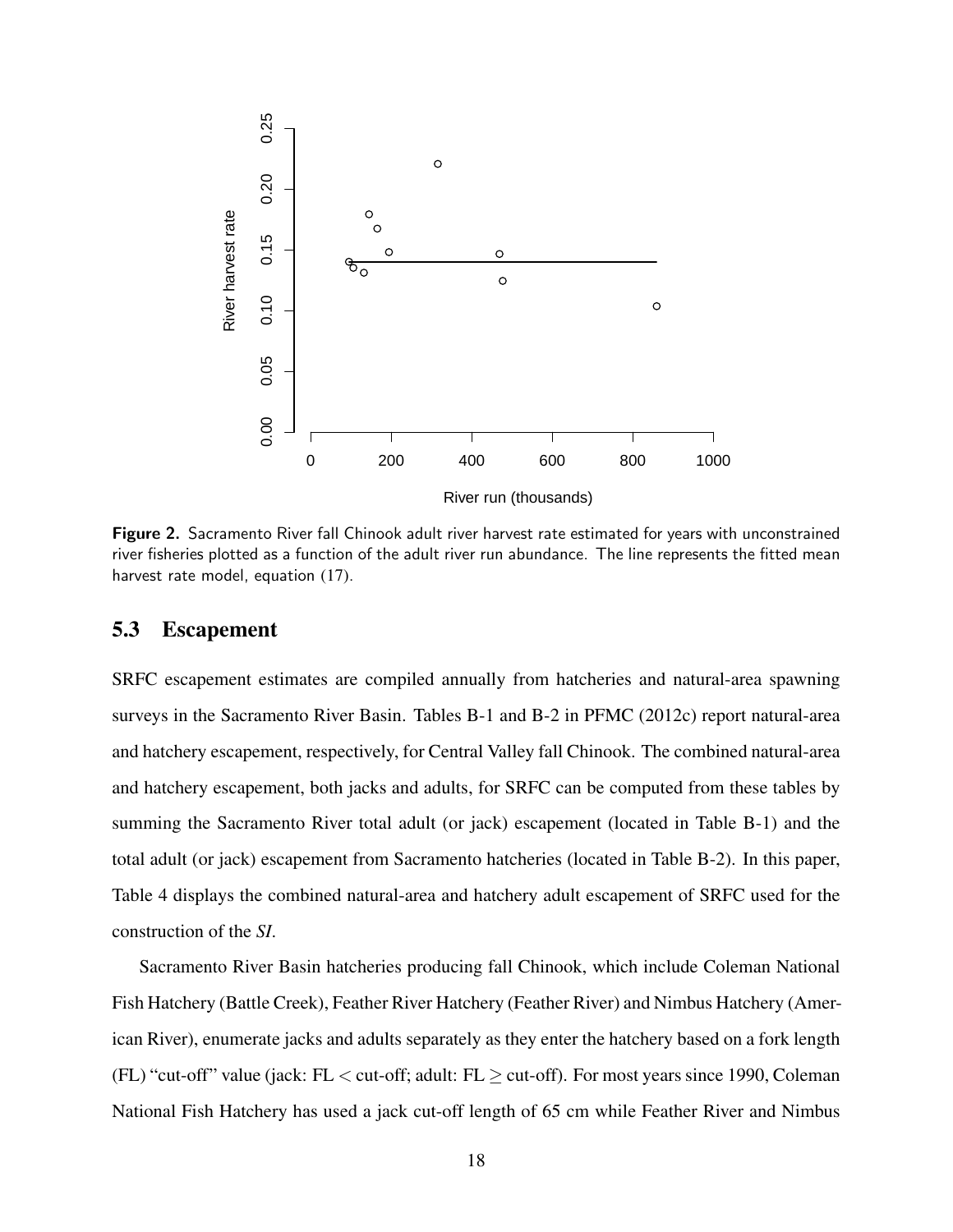**Figure 2.** Sacramento River fall Chinook adult river harvest rate estimated for years with unconstrained river fisheries plotted as a function of the adult river run abundance. The line represents the fitted mean harvest rate model, equation (17).

## 5.3 Escapement

SRFC escapement estimates are compiled annually from hatcheries and natural-area spawning surveys in the Sacramento River Basin. Tables B-1 and B-2 in PFMC (2012c) report natural-area and hatchery escapement, respectively, for Central Valley fall Chinook. The combined natural-area and hatchery escapement, both jacks and adults, for SRFC can be computed from these tables by summing the Sacramento River total adult (or jack) escapement (located in Table B-1) and the total adult (or jack) escapement from Sacramento hatcheries (located in Table B-2). In this paper, Table 4 displays the combined natural-area and hatchery adult escapement of SRFC used for the construction of the *SI*.

Sacramento River Basin hatcheries producing fall Chinook, which include Coleman National Fish Hatchery (Battle Creek), Feather River Hatchery (Feather River) and Nimbus Hatchery (American River), enumerate jacks and adults separately as they enter the hatchery based on a fork length (FL) "cut-off" value (jack: FL $<$ cut-off; adult: FL $\geq$ cut-off). For most years since 1990, Coleman National Fish Hatchery has used a jack cut-off length of 65 cm while Feather River and Nimbus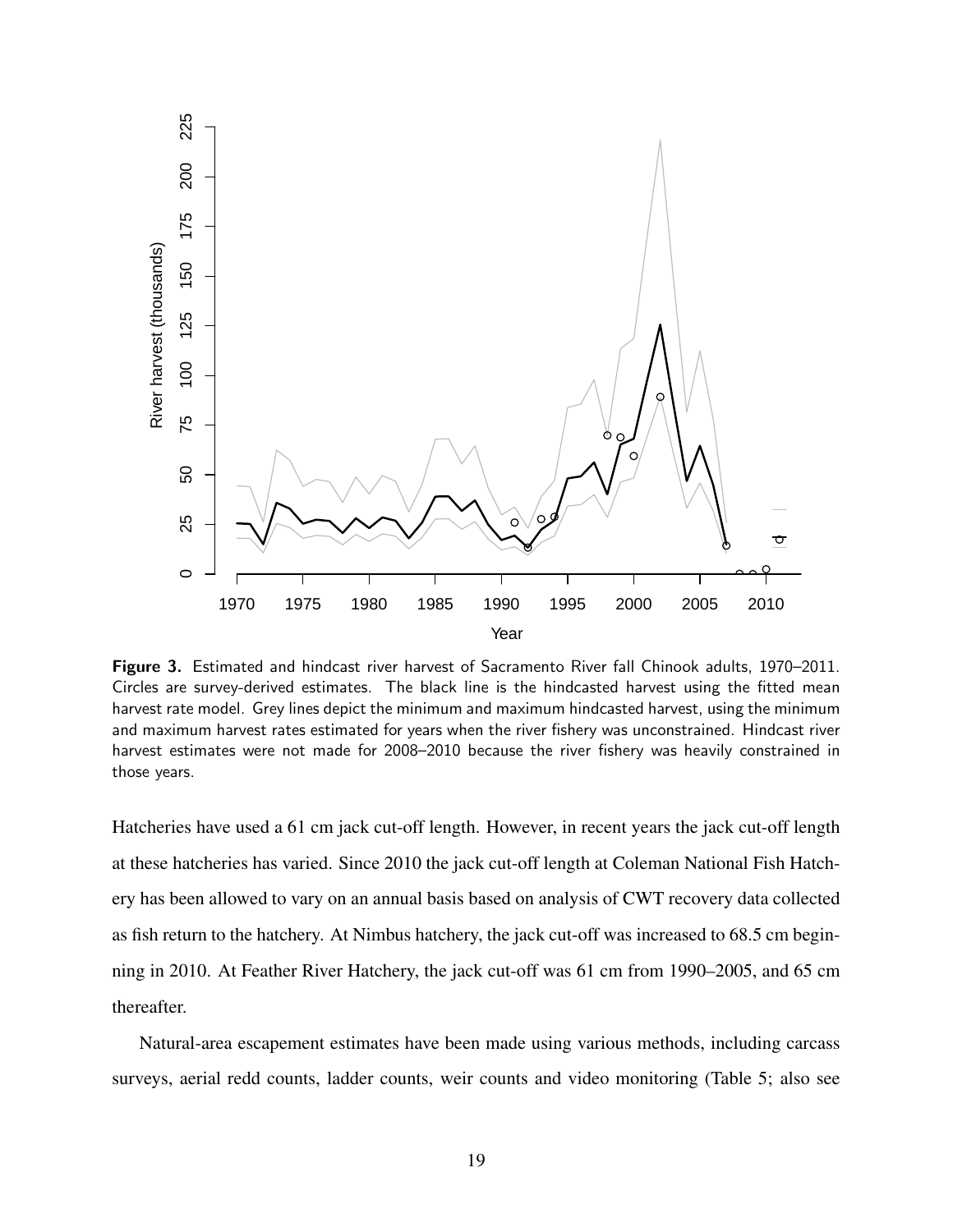**Figure 3.** Estimated and hindcast river harvest of Sacramento River fall Chinook adults, 1970–2011. Circles are survey-derived estimates. The black line is the hindcasted harvest using the fitted mean harvest rate model. Grey lines depict the minimum and maximum hindcasted harvest, using the minimum and maximum harvest rates estimated for years when the river fishery was unconstrained. Hindcast river harvest estimates were not made for 2008–2010 because the river fishery was heavily constrained in those years.

Hatcheries have used a 61 cm jack cut-off length. However, in recent years the jack cut-off length at these hatcheries has varied. Since 2010 the jack cut-off length at Coleman National Fish Hatchery has been allowed to vary on an annual basis based on analysis of CWT recovery data collected as fish return to the hatchery. At Nimbus hatchery, the jack cut-off was increased to 68.5 cm beginning in 2010. At Feather River Hatchery, the jack cut-off was 61 cm from 1990–2005, and 65 cm thereafter.

Natural-area escapement estimates have been made using various methods, including carcass surveys, aerial redd counts, ladder counts, weir counts and video monitoring (Table 5; also see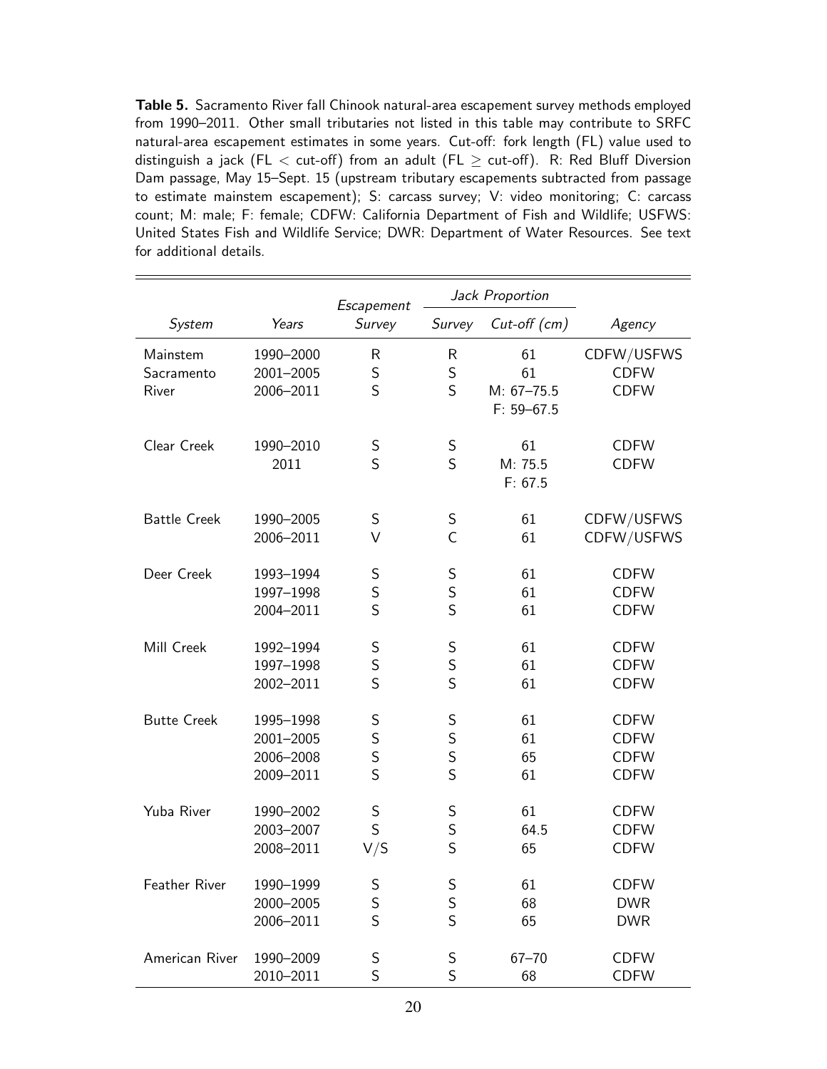**Table 5.** Sacramento River fall Chinook natural-area escapement survey methods employed from 1990–2011. Other small tributaries not listed in this table may contribute to SRFC natural-area escapement estimates in some years. Cut-off: fork length (FL) value used to distinguish a jack (FL < cut-off) from an adult (FL ≥ cut-off). R: Red Bluff Diversion Dam passage, May 15–Sept. 15 (upstream tributary escapements subtracted from passage to estimate mainstem escapement); S: carcass survey; V: video monitoring; C: carcass count; M: male; F: female; CDFW: California Department of Fish and Wildlife; USFWS: United States Fish and Wildlife Service; DWR: Department of Water Resources. See text for additional details.

| | | *Escapement* | *Jack Proportion* | | |
|---|---|---|---|---|---|
| *System* | *Years* | *Survey* | *Survey* | *Cut-off (cm)* | *Agency* |
| Mainstem Sacramento River | 1990–2000 | R | R | 61 | CDFW/USFWS |
| | 2001–2005 | S | S | 61 | CDFW |
| | 2006–2011 | S | S | M: 67–75.5 F: 59–67.5 | CDFW |
| Clear Creek | 1990–2010 | S | S | 61 | CDFW |
| | 2011 | S | S | M: 75.5 F: 67.5 | CDFW |
| Battle Creek | 1990–2005 | S | S | 61 | CDFW/USFWS |
| | 2006–2011 | V | C | 61 | CDFW/USFWS |
| Deer Creek | 1993–1994 | S | S | 61 | CDFW |
| | 1997–1998 | S | S | 61 | CDFW |
| | 2004–2011 | S | S | 61 | CDFW |
| Mill Creek | 1992–1994 | S | S | 61 | CDFW |
| | 1997–1998 | S | S | 61 | CDFW |
| | 2002–2011 | S | S | 61 | CDFW |
| Butte Creek | 1995–1998 | S | S | 61 | CDFW |
| | 2001–2005 | S | S | 61 | CDFW |
| | 2006–2008 | S | S | 65 | CDFW |
| | 2009–2011 | S | S | 61 | CDFW |
| Yuba River | 1990–2002 | S | S | 61 | CDFW |
| | 2003–2007 | S | S | 64.5 | CDFW |
| | 2008–2011 | V/S | S | 65 | CDFW |
| Feather River | 1990–1999 | S | S | 61 | CDFW |
| | 2000–2005 | S | S | 68 | DWR |
| | 2006–2011 | S | S | 65 | DWR |
| American River | 1990–2009 | S | S | 67–70 | CDFW |
| | 2010–2011 | S | S | 68 | CDFW |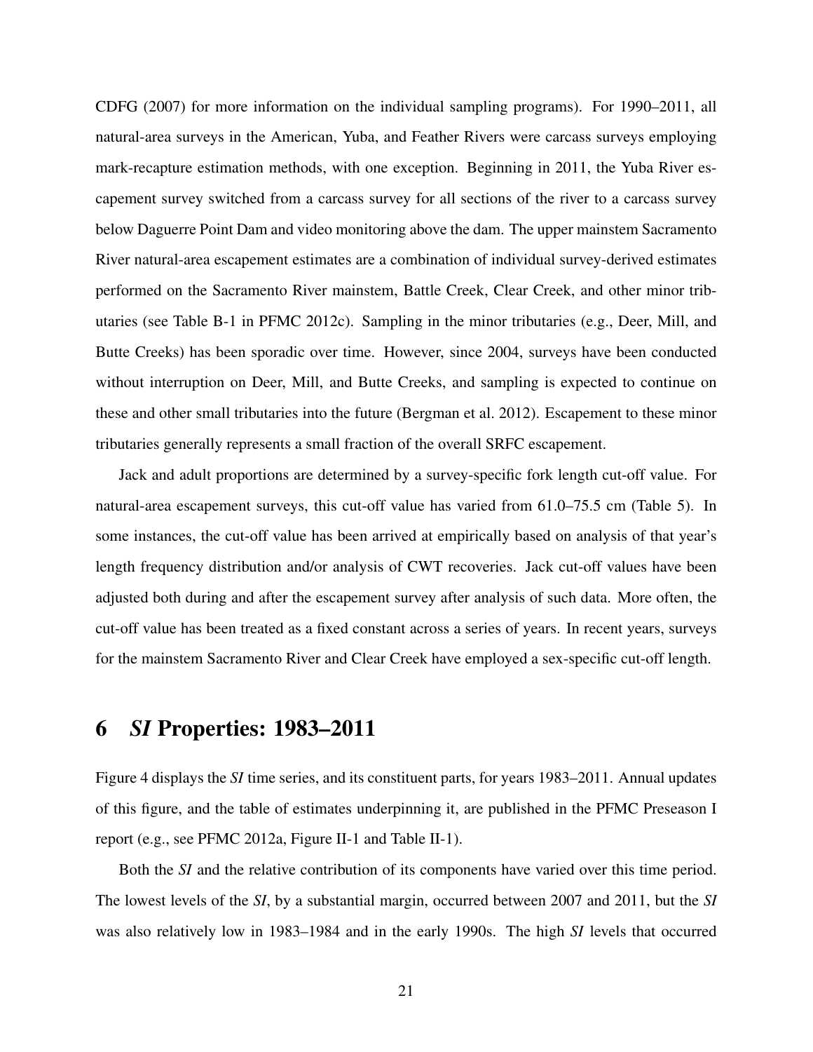CDFG (2007) for more information on the individual sampling programs). For 1990–2011, all natural-area surveys in the American, Yuba, and Feather Rivers were carcass surveys employing mark-recapture estimation methods, with one exception. Beginning in 2011, the Yuba River escapement survey switched from a carcass survey for all sections of the river to a carcass survey below Daguerre Point Dam and video monitoring above the dam. The upper mainstem Sacramento River natural-area escapement estimates are a combination of individual survey-derived estimates performed on the Sacramento River mainstem, Battle Creek, Clear Creek, and other minor tributaries (see Table B-1 in PFMC 2012c). Sampling in the minor tributaries (e.g., Deer, Mill, and Butte Creeks) has been sporadic over time. However, since 2004, surveys have been conducted without interruption on Deer, Mill, and Butte Creeks, and sampling is expected to continue on these and other small tributaries into the future (Bergman et al. 2012). Escapement to these minor tributaries generally represents a small fraction of the overall SRFC escapement.

Jack and adult proportions are determined by a survey-specific fork length cut-off value. For natural-area escapement surveys, this cut-off value has varied from 61.0–75.5 cm (Table 5). In some instances, the cut-off value has been arrived at empirically based on analysis of that year's length frequency distribution and/or analysis of CWT recoveries. Jack cut-off values have been adjusted both during and after the escapement survey after analysis of such data. More often, the cut-off value has been treated as a fixed constant across a series of years. In recent years, surveys for the mainstem Sacramento River and Clear Creek have employed a sex-specific cut-off length.

## 6 *SI* Properties: 1983–2011

Figure 4 displays the *SI* time series, and its constituent parts, for years 1983–2011. Annual updates of this figure, and the table of estimates underpinning it, are published in the PFMC Preseason I report (e.g., see PFMC 2012a, Figure II-1 and Table II-1).

Both the *SI* and the relative contribution of its components have varied over this time period. The lowest levels of the *SI*, by a substantial margin, occurred between 2007 and 2011, but the *SI* was also relatively low in 1983–1984 and in the early 1990s. The high *SI* levels that occurred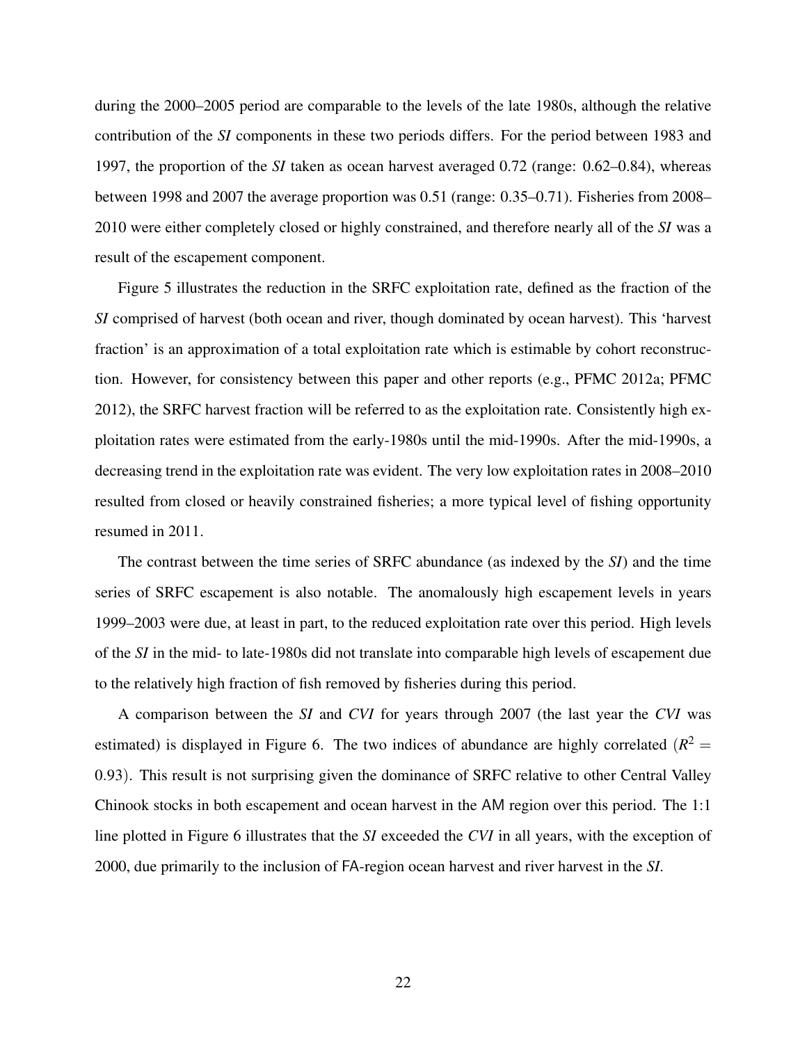during the 2000–2005 period are comparable to the levels of the late 1980s, although the relative contribution of the *SI* components in these two periods differs. For the period between 1983 and 1997, the proportion of the *SI* taken as ocean harvest averaged 0.72 (range: 0.62–0.84), whereas between 1998 and 2007 the average proportion was 0.51 (range: 0.35–0.71). Fisheries from 2008–2010 were either completely closed or highly constrained, and therefore nearly all of the *SI* was a result of the escapement component.

Figure 5 illustrates the reduction in the SRFC exploitation rate, defined as the fraction of the *SI* comprised of harvest (both ocean and river, though dominated by ocean harvest). This 'harvest fraction' is an approximation of a total exploitation rate which is estimable by cohort reconstruction. However, for consistency between this paper and other reports (e.g., PFMC 2012a; PFMC 2012), the SRFC harvest fraction will be referred to as the exploitation rate. Consistently high exploitation rates were estimated from the early-1980s until the mid-1990s. After the mid-1990s, a decreasing trend in the exploitation rate was evident. The very low exploitation rates in 2008–2010 resulted from closed or heavily constrained fisheries; a more typical level of fishing opportunity resumed in 2011.

The contrast between the time series of SRFC abundance (as indexed by the *SI*) and the time series of SRFC escapement is also notable. The anomalously high escapement levels in years 1999–2003 were due, at least in part, to the reduced exploitation rate over this period. High levels of the *SI* in the mid- to late-1980s did not translate into comparable high levels of escapement due to the relatively high fraction of fish removed by fisheries during this period.

A comparison between the *SI* and *CVI* for years through 2007 (the last year the *CVI* was estimated) is displayed in Figure 6. The two indices of abundance are highly correlated ($R^2 = 0.93$). This result is not surprising given the dominance of SRFC relative to other Central Valley Chinook stocks in both escapement and ocean harvest in the AM region over this period. The 1:1 line plotted in Figure 6 illustrates that the *SI* exceeded the *CVI* in all years, with the exception of 2000, due primarily to the inclusion of FA-region ocean harvest and river harvest in the *SI*.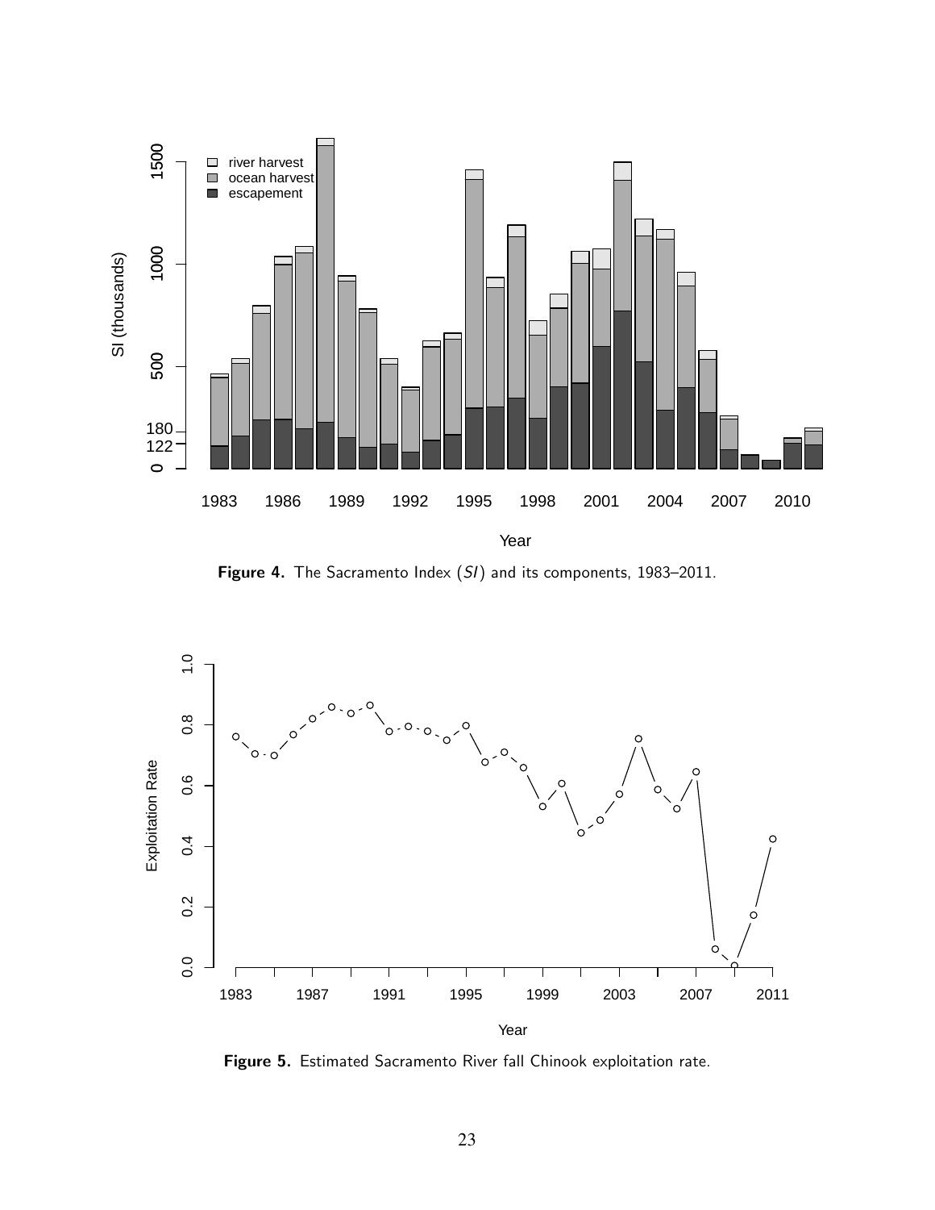**Figure 4.** The Sacramento Index (*SI*) and its components, 1983–2011.

**Figure 5.** Estimated Sacramento River fall Chinook exploitation rate.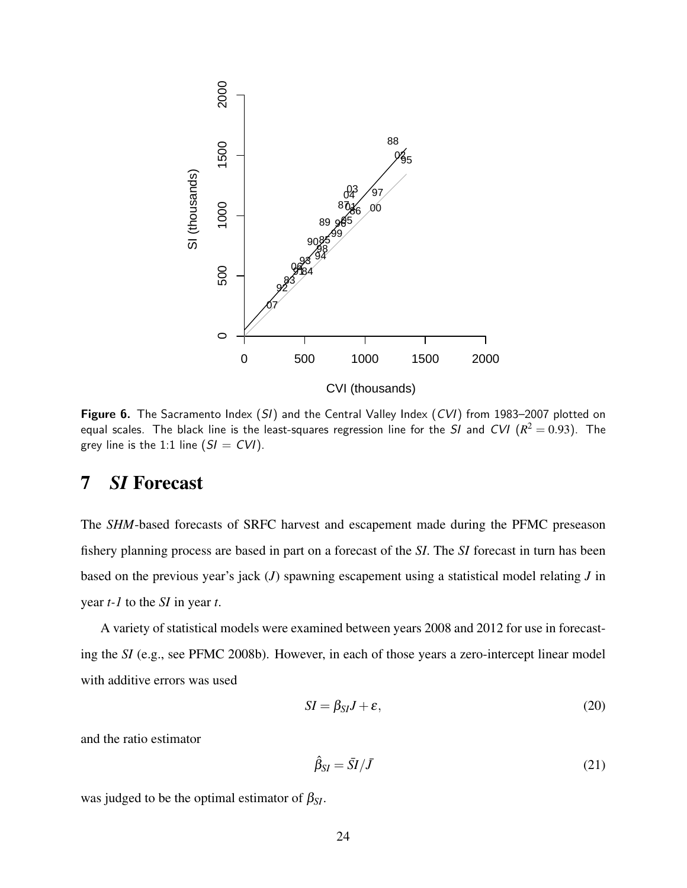Figure 6. The Sacramento Index (*SI*) and the Central Valley Index (*CVI*) from 1983–2007 plotted on equal scales. The black line is the least-squares regression line for the *SI* and *CVI* ($R^2 = 0.93$). The grey line is the 1:1 line ($SI = CVI$).

# 7 *SI* Forecast

The *SHM*-based forecasts of SRFC harvest and escapement made during the PFMC preseason fishery planning process are based in part on a forecast of the *SI*. The *SI* forecast in turn has been based on the previous year's jack ($J$) spawning escapement using a statistical model relating $J$ in year $t$-$1$ to the *SI* in year $t$.

A variety of statistical models were examined between years 2008 and 2012 for use in forecasting the *SI* (e.g., see PFMC 2008b). However, in each of those years a zero-intercept linear model with additive errors was used

$$SI = \beta_{SI} J + \varepsilon, \tag{20}$$

and the ratio estimator

$$\hat{\beta}_{SI} = \bar{SI} / \bar{J} \tag{21}$$

was judged to be the optimal estimator of $\beta_{SI}$.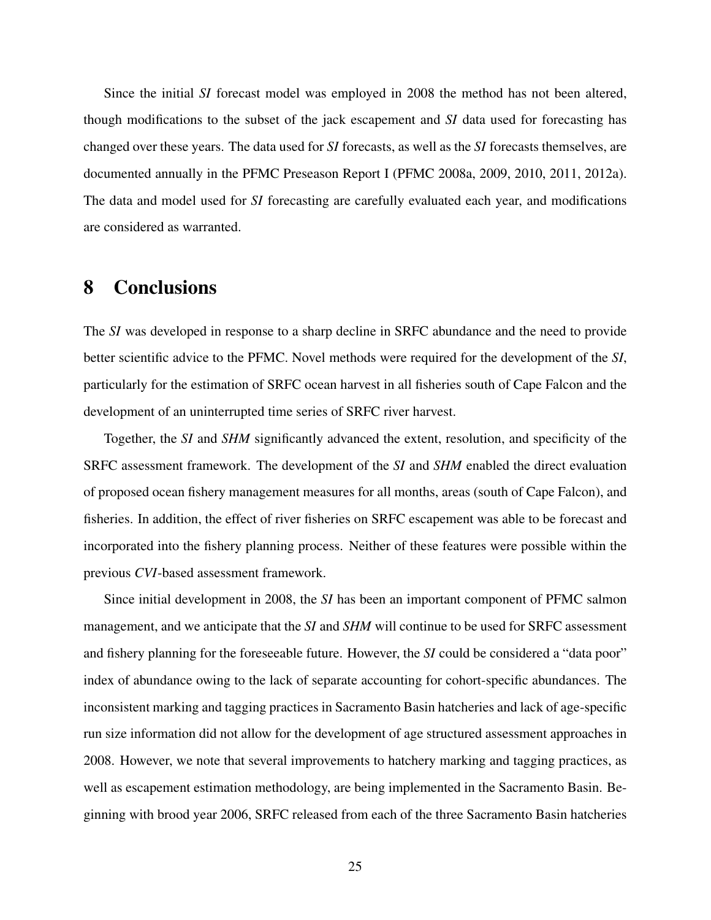Since the initial *SI* forecast model was employed in 2008 the method has not been altered, though modifications to the subset of the jack escapement and *SI* data used for forecasting has changed over these years. The data used for *SI* forecasts, as well as the *SI* forecasts themselves, are documented annually in the PFMC Preseason Report I (PFMC 2008a, 2009, 2010, 2011, 2012a). The data and model used for *SI* forecasting are carefully evaluated each year, and modifications are considered as warranted.

# 8 Conclusions

The *SI* was developed in response to a sharp decline in SRFC abundance and the need to provide better scientific advice to the PFMC. Novel methods were required for the development of the *SI*, particularly for the estimation of SRFC ocean harvest in all fisheries south of Cape Falcon and the development of an uninterrupted time series of SRFC river harvest.

Together, the *SI* and *SHM* significantly advanced the extent, resolution, and specificity of the SRFC assessment framework. The development of the *SI* and *SHM* enabled the direct evaluation of proposed ocean fishery management measures for all months, areas (south of Cape Falcon), and fisheries. In addition, the effect of river fisheries on SRFC escapement was able to be forecast and incorporated into the fishery planning process. Neither of these features were possible within the previous *CVI*-based assessment framework.

Since initial development in 2008, the *SI* has been an important component of PFMC salmon management, and we anticipate that the *SI* and *SHM* will continue to be used for SRFC assessment and fishery planning for the foreseeable future. However, the *SI* could be considered a "data poor" index of abundance owing to the lack of separate accounting for cohort-specific abundances. The inconsistent marking and tagging practices in Sacramento Basin hatcheries and lack of age-specific run size information did not allow for the development of age structured assessment approaches in 2008. However, we note that several improvements to hatchery marking and tagging practices, as well as escapement estimation methodology, are being implemented in the Sacramento Basin. Beginning with brood year 2006, SRFC released from each of the three Sacramento Basin hatcheries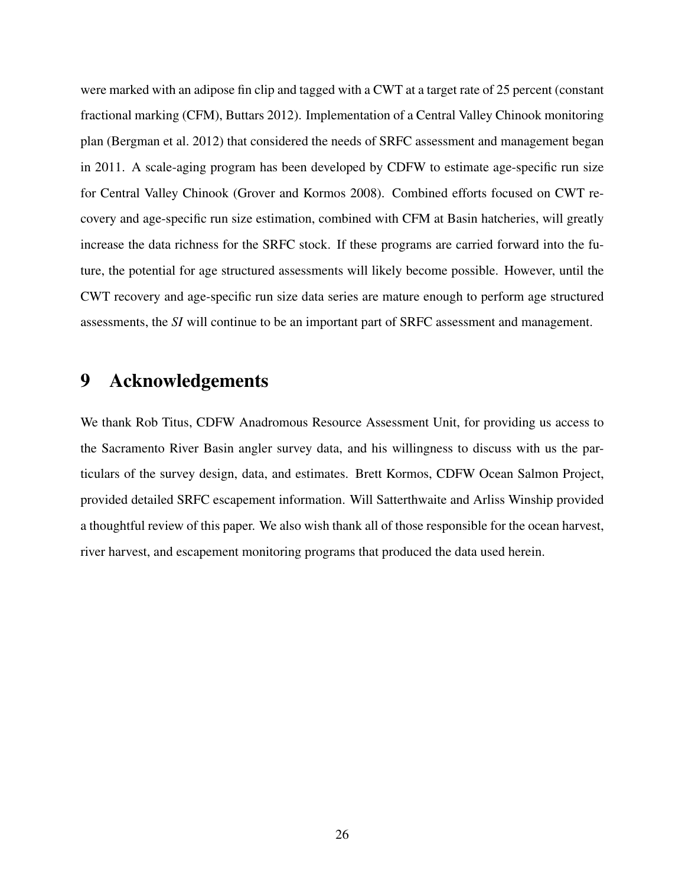were marked with an adipose fin clip and tagged with a CWT at a target rate of 25 percent (constant fractional marking (CFM), Buttars 2012). Implementation of a Central Valley Chinook monitoring plan (Bergman et al. 2012) that considered the needs of SRFC assessment and management began in 2011. A scale-aging program has been developed by CDFW to estimate age-specific run size for Central Valley Chinook (Grover and Kormos 2008). Combined efforts focused on CWT recovery and age-specific run size estimation, combined with CFM at Basin hatcheries, will greatly increase the data richness for the SRFC stock. If these programs are carried forward into the future, the potential for age structured assessments will likely become possible. However, until the CWT recovery and age-specific run size data series are mature enough to perform age structured assessments, the *SI* will continue to be an important part of SRFC assessment and management.

# 9 Acknowledgements

We thank Rob Titus, CDFW Anadromous Resource Assessment Unit, for providing us access to the Sacramento River Basin angler survey data, and his willingness to discuss with us the particulars of the survey design, data, and estimates. Brett Kormos, CDFW Ocean Salmon Project, provided detailed SRFC escapement information. Will Satterthwaite and Arliss Winship provided a thoughtful review of this paper. We also wish thank all of those responsible for the ocean harvest, river harvest, and escapement monitoring programs that produced the data used herein.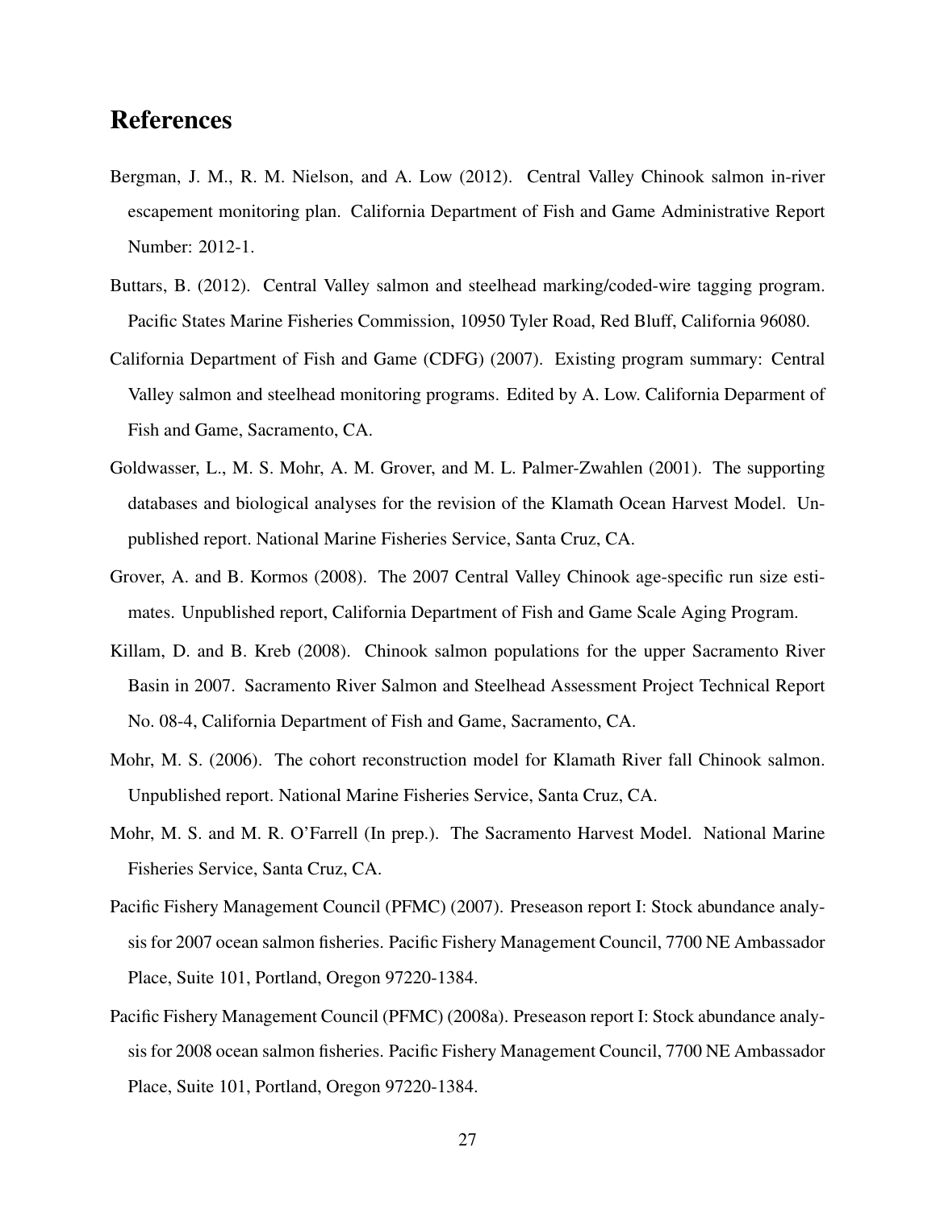# References

Bergman, J. M., R. M. Nielson, and A. Low (2012). Central Valley Chinook salmon in-river escapement monitoring plan. California Department of Fish and Game Administrative Report Number: 2012-1.

Buttars, B. (2012). Central Valley salmon and steelhead marking/coded-wire tagging program. Pacific States Marine Fisheries Commission, 10950 Tyler Road, Red Bluff, California 96080.

California Department of Fish and Game (CDFG) (2007). Existing program summary: Central Valley salmon and steelhead monitoring programs. Edited by A. Low. California Deparment of Fish and Game, Sacramento, CA.

Goldwasser, L., M. S. Mohr, A. M. Grover, and M. L. Palmer-Zwahlen (2001). The supporting databases and biological analyses for the revision of the Klamath Ocean Harvest Model. Unpublished report. National Marine Fisheries Service, Santa Cruz, CA.

Grover, A. and B. Kormos (2008). The 2007 Central Valley Chinook age-specific run size estimates. Unpublished report, California Department of Fish and Game Scale Aging Program.

Killam, D. and B. Kreb (2008). Chinook salmon populations for the upper Sacramento River Basin in 2007. Sacramento River Salmon and Steelhead Assessment Project Technical Report No. 08-4, California Department of Fish and Game, Sacramento, CA.

Mohr, M. S. (2006). The cohort reconstruction model for Klamath River fall Chinook salmon. Unpublished report. National Marine Fisheries Service, Santa Cruz, CA.

Mohr, M. S. and M. R. O'Farrell (In prep.). The Sacramento Harvest Model. National Marine Fisheries Service, Santa Cruz, CA.

Pacific Fishery Management Council (PFMC) (2007). Preseason report I: Stock abundance analysis for 2007 ocean salmon fisheries. Pacific Fishery Management Council, 7700 NE Ambassador Place, Suite 101, Portland, Oregon 97220-1384.

Pacific Fishery Management Council (PFMC) (2008a). Preseason report I: Stock abundance analysis for 2008 ocean salmon fisheries. Pacific Fishery Management Council, 7700 NE Ambassador Place, Suite 101, Portland, Oregon 97220-1384.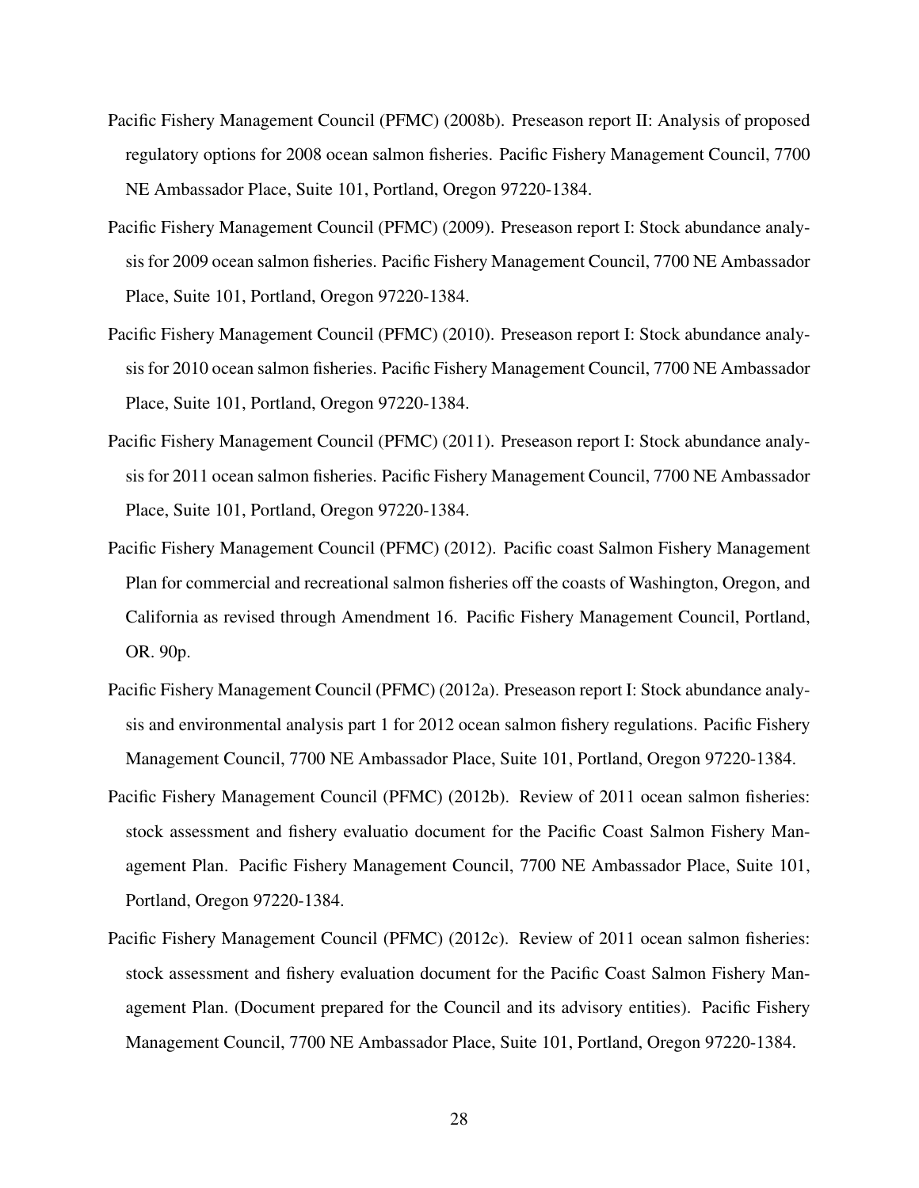Pacific Fishery Management Council (PFMC) (2008b). Preseason report II: Analysis of proposed regulatory options for 2008 ocean salmon fisheries. Pacific Fishery Management Council, 7700 NE Ambassador Place, Suite 101, Portland, Oregon 97220-1384.

Pacific Fishery Management Council (PFMC) (2009). Preseason report I: Stock abundance analysis for 2009 ocean salmon fisheries. Pacific Fishery Management Council, 7700 NE Ambassador Place, Suite 101, Portland, Oregon 97220-1384.

Pacific Fishery Management Council (PFMC) (2010). Preseason report I: Stock abundance analysis for 2010 ocean salmon fisheries. Pacific Fishery Management Council, 7700 NE Ambassador Place, Suite 101, Portland, Oregon 97220-1384.

Pacific Fishery Management Council (PFMC) (2011). Preseason report I: Stock abundance analysis for 2011 ocean salmon fisheries. Pacific Fishery Management Council, 7700 NE Ambassador Place, Suite 101, Portland, Oregon 97220-1384.

Pacific Fishery Management Council (PFMC) (2012). Pacific coast Salmon Fishery Management Plan for commercial and recreational salmon fisheries off the coasts of Washington, Oregon, and California as revised through Amendment 16. Pacific Fishery Management Council, Portland, OR. 90p.

Pacific Fishery Management Council (PFMC) (2012a). Preseason report I: Stock abundance analysis and environmental analysis part 1 for 2012 ocean salmon fishery regulations. Pacific Fishery Management Council, 7700 NE Ambassador Place, Suite 101, Portland, Oregon 97220-1384.

Pacific Fishery Management Council (PFMC) (2012b). Review of 2011 ocean salmon fisheries: stock assessment and fishery evaluatio document for the Pacific Coast Salmon Fishery Management Plan. Pacific Fishery Management Council, 7700 NE Ambassador Place, Suite 101, Portland, Oregon 97220-1384.

Pacific Fishery Management Council (PFMC) (2012c). Review of 2011 ocean salmon fisheries: stock assessment and fishery evaluation document for the Pacific Coast Salmon Fishery Management Plan. (Document prepared for the Council and its advisory entities). Pacific Fishery Management Council, 7700 NE Ambassador Place, Suite 101, Portland, Oregon 97220-1384.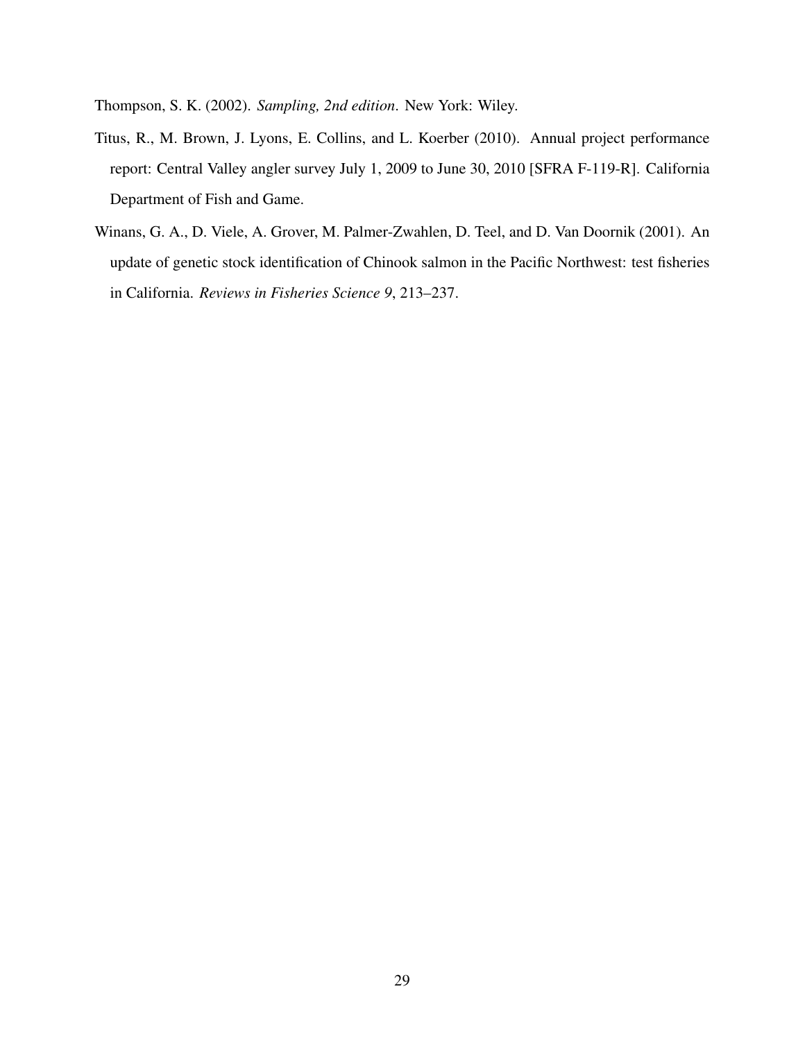Thompson, S. K. (2002). *Sampling, 2nd edition*. New York: Wiley.

Titus, R., M. Brown, J. Lyons, E. Collins, and L. Koerber (2010). Annual project performance report: Central Valley angler survey July 1, 2009 to June 30, 2010 [SFRA F-119-R]. California Department of Fish and Game.

Winans, G. A., D. Viele, A. Grover, M. Palmer-Zwahlen, D. Teel, and D. Van Doornik (2001). An update of genetic stock identification of Chinook salmon in the Pacific Northwest: test fisheries in California. *Reviews in Fisheries Science 9*, 213–237.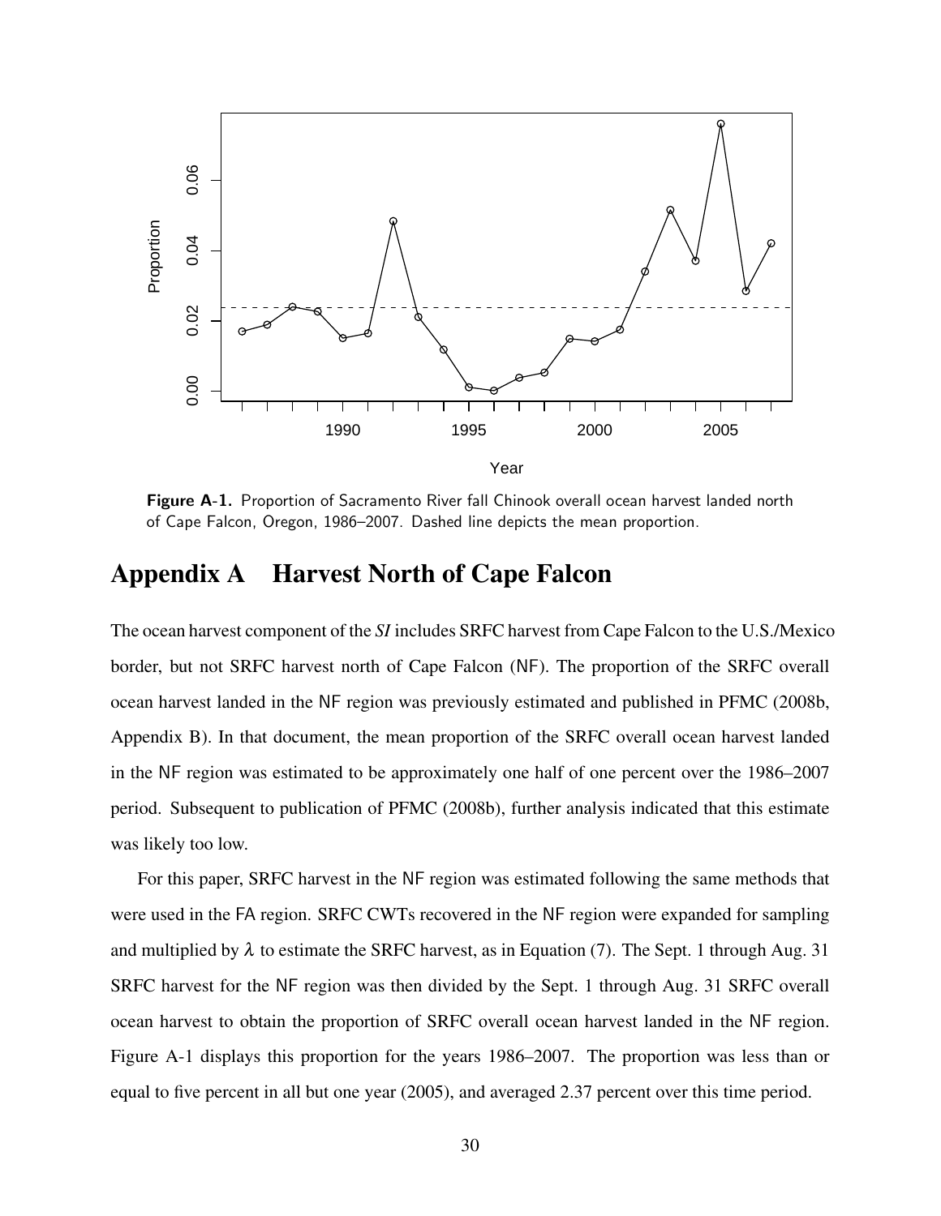Figure A-1. Proportion of Sacramento River fall Chinook overall ocean harvest landed north of Cape Falcon, Oregon, 1986–2007. Dashed line depicts the mean proportion.

# Appendix A Harvest North of Cape Falcon

The ocean harvest component of the *SI* includes SRFC harvest from Cape Falcon to the U.S./Mexico border, but not SRFC harvest north of Cape Falcon (NF). The proportion of the SRFC overall ocean harvest landed in the NF region was previously estimated and published in PFMC (2008b, Appendix B). In that document, the mean proportion of the SRFC overall ocean harvest landed in the NF region was estimated to be approximately one half of one percent over the 1986–2007 period. Subsequent to publication of PFMC (2008b), further analysis indicated that this estimate was likely too low.

For this paper, SRFC harvest in the NF region was estimated following the same methods that were used in the FA region. SRFC CWTs recovered in the NF region were expanded for sampling and multiplied by $\lambda$ to estimate the SRFC harvest, as in Equation (7). The Sept. 1 through Aug. 31 SRFC harvest for the NF region was then divided by the Sept. 1 through Aug. 31 SRFC overall ocean harvest to obtain the proportion of SRFC overall ocean harvest landed in the NF region. Figure A-1 displays this proportion for the years 1986–2007. The proportion was less than or equal to five percent in all but one year (2005), and averaged 2.37 percent over this time period.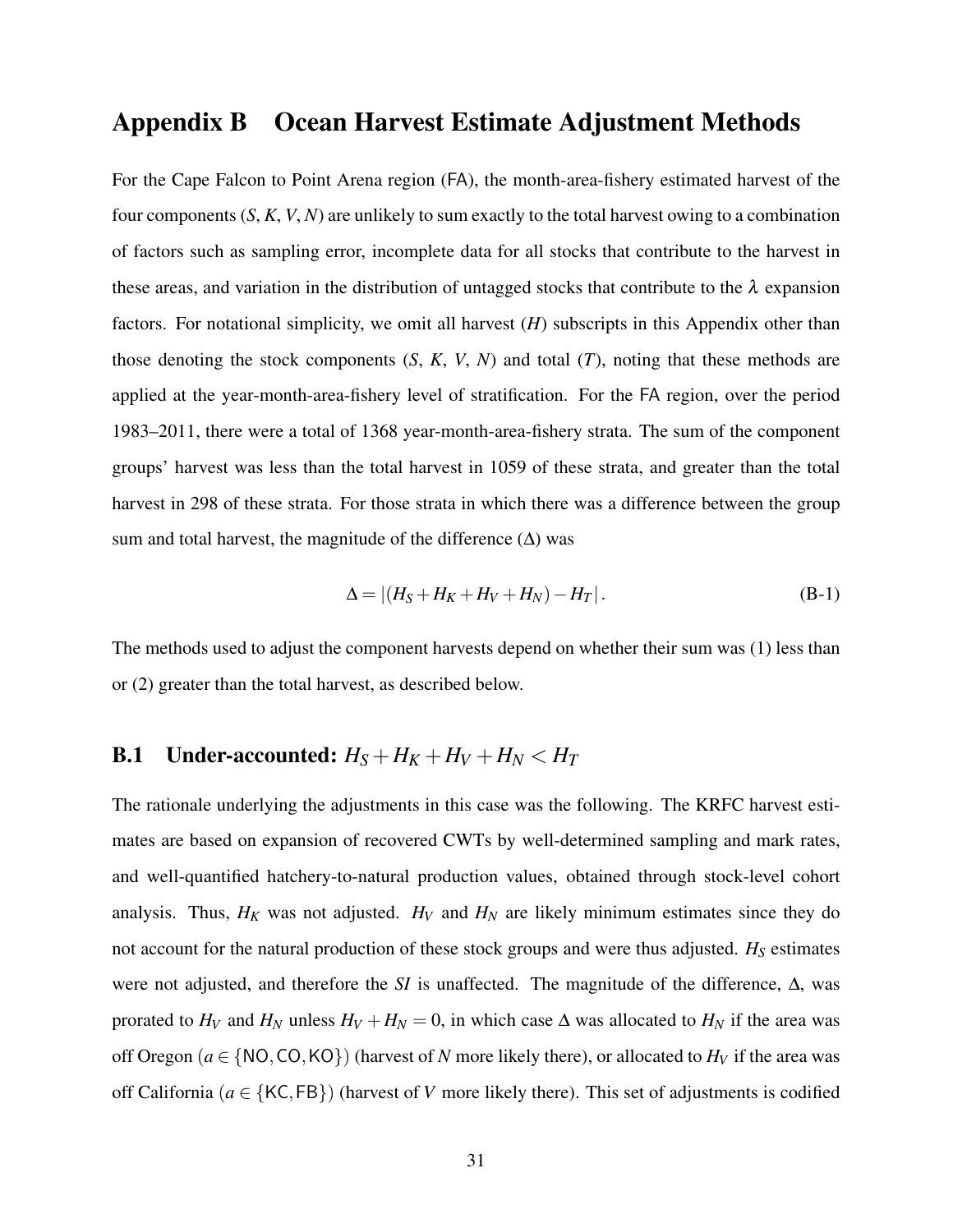# Appendix B Ocean Harvest Estimate Adjustment Methods

For the Cape Falcon to Point Arena region (FA), the month-area-fishery estimated harvest of the four components ($S$, $K$, $V$, $N$) are unlikely to sum exactly to the total harvest owing to a combination of factors such as sampling error, incomplete data for all stocks that contribute to the harvest in these areas, and variation in the distribution of untagged stocks that contribute to the $\lambda$ expansion factors. For notational simplicity, we omit all harvest ($H$) subscripts in this Appendix other than those denoting the stock components ($S$, $K$, $V$, $N$) and total ($T$), noting that these methods are applied at the year-month-area-fishery level of stratification. For the FA region, over the period 1983–2011, there were a total of 1368 year-month-area-fishery strata. The sum of the component groups' harvest was less than the total harvest in 1059 of these strata, and greater than the total harvest in 298 of these strata. For those strata in which there was a difference between the group sum and total harvest, the magnitude of the difference ($\Delta$) was

$$\Delta = |(H_S + H_K + H_V + H_N) - H_T| . \tag{B-1}$$

The methods used to adjust the component harvests depend on whether their sum was (1) less than or (2) greater than the total harvest, as described below.

## B.1 Under-accounted: $H_S + H_K + H_V + H_N < H_T$

The rationale underlying the adjustments in this case was the following. The KRFC harvest estimates are based on expansion of recovered CWTs by well-determined sampling and mark rates, and well-quantified hatchery-to-natural production values, obtained through stock-level cohort analysis. Thus, $H_K$ was not adjusted. $H_V$ and $H_N$ are likely minimum estimates since they do not account for the natural production of these stock groups and were thus adjusted. $H_S$ estimates were not adjusted, and therefore the *SI* is unaffected. The magnitude of the difference, $\Delta$, was prorated to $H_V$ and $H_N$ unless $H_V + H_N = 0$, in which case $\Delta$ was allocated to $H_N$ if the area was off Oregon ($a \in \{\text{NO}, \text{CO}, \text{KO}\}$) (harvest of $N$ more likely there), or allocated to $H_V$ if the area was off California ($a \in \{\text{KC}, \text{FB}\}$) (harvest of $V$ more likely there). This set of adjustments is codified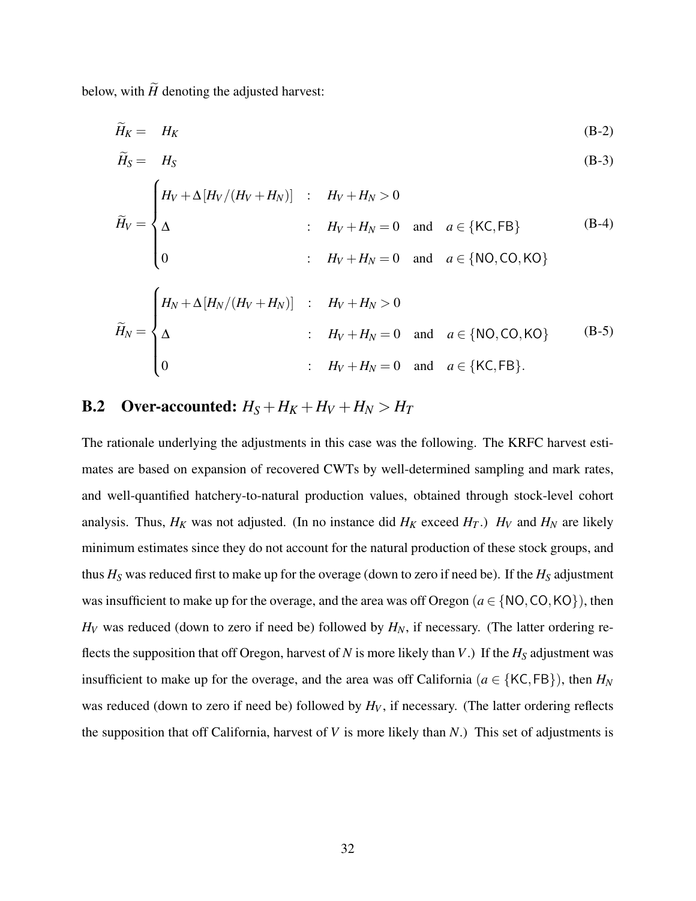below, with $\widetilde{H}$ denoting the adjusted harvest:

$$\widetilde{H}_K = \quad H_K \tag{B-2}$$

$$\widetilde{H}_S = \quad H_S \tag{B-3}$$

$$\widetilde{H}_V = \begin{cases} H_V + \Delta[H_V/(H_V+H_N)] & : \quad H_V + H_N > 0 \\ \Delta & : \quad H_V + H_N = 0 \quad \text{and} \quad a \in \{\mathsf{KC}, \mathsf{FB}\} \\ 0 & : \quad H_V + H_N = 0 \quad \text{and} \quad a \in \{\mathsf{NO}, \mathsf{CO}, \mathsf{KO}\} \end{cases} \tag{B-4}$$

$$\widetilde{H}_N = \begin{cases} H_N + \Delta[H_N/(H_V+H_N)] & : \quad H_V + H_N > 0 \\ \Delta & : \quad H_V + H_N = 0 \quad \text{and} \quad a \in \{\mathsf{NO}, \mathsf{CO}, \mathsf{KO}\} \\ 0 & : \quad H_V + H_N = 0 \quad \text{and} \quad a \in \{\mathsf{KC}, \mathsf{FB}\}. \end{cases} \tag{B-5}$$

## B.2 Over-accounted: $H_S + H_K + H_V + H_N > H_T$

The rationale underlying the adjustments in this case was the following. The KRFC harvest estimates are based on expansion of recovered CWTs by well-determined sampling and mark rates, and well-quantified hatchery-to-natural production values, obtained through stock-level cohort analysis. Thus, $H_K$ was not adjusted. (In no instance did $H_K$ exceed $H_T$.) $H_V$ and $H_N$ are likely minimum estimates since they do not account for the natural production of these stock groups, and thus $H_S$ was reduced first to make up for the overage (down to zero if need be). If the $H_S$ adjustment was insufficient to make up for the overage, and the area was off Oregon ($a \in \{\mathsf{NO}, \mathsf{CO}, \mathsf{KO}\}$), then $H_V$ was reduced (down to zero if need be) followed by $H_N$, if necessary. (The latter ordering reflects the supposition that off Oregon, harvest of $N$ is more likely than $V$.) If the $H_S$ adjustment was insufficient to make up for the overage, and the area was off California ($a \in \{\mathsf{KC}, \mathsf{FB}\}$), then $H_N$ was reduced (down to zero if need be) followed by $H_V$, if necessary. (The latter ordering reflects the supposition that off California, harvest of $V$ is more likely than $N$.) This set of adjustments is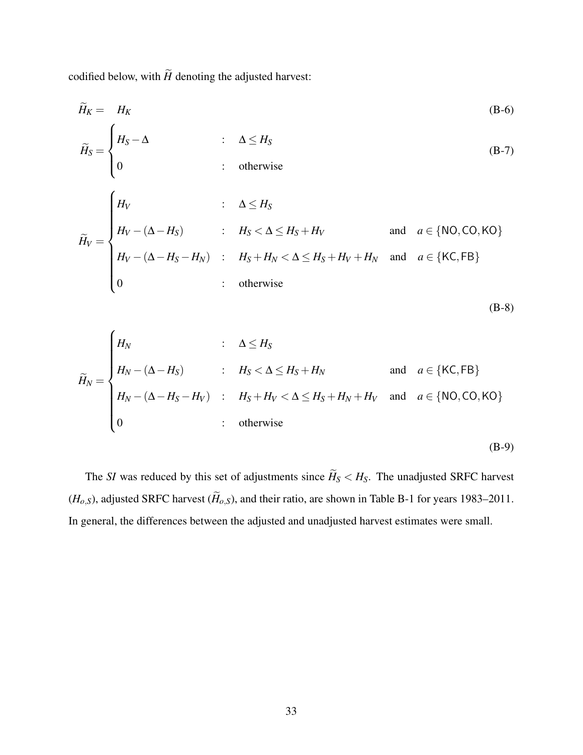codified below, with $\widetilde{H}$ denoting the adjusted harvest:

$$\widetilde{H}_K = \quad H_K \tag{B-6}$$

$$\widetilde{H}_S = \begin{cases} H_S - \Delta & : \quad \Delta \leq H_S \\ 0 & : \quad \text{otherwise} \end{cases} \tag{B-7}$$

$$\widetilde{H}_V = \begin{cases} H_V & : \quad \Delta \leq H_S \\ H_V - (\Delta - H_S) & : \quad H_S < \Delta \leq H_S + H_V \quad \text{and} \quad a \in \{\mathsf{NO}, \mathsf{CO}, \mathsf{KO}\} \\ H_V - (\Delta - H_S - H_N) & : \quad H_S + H_N < \Delta \leq H_S + H_V + H_N \quad \text{and} \quad a \in \{\mathsf{KC}, \mathsf{FB}\} \\ 0 & : \quad \text{otherwise} \end{cases} \tag{B-8}$$

$$\widetilde{H}_N = \begin{cases} H_N & : \quad \Delta \leq H_S \\ H_N - (\Delta - H_S) & : \quad H_S < \Delta \leq H_S + H_N \quad \text{and} \quad a \in \{\mathsf{KC}, \mathsf{FB}\} \\ H_N - (\Delta - H_S - H_V) & : \quad H_S + H_V < \Delta \leq H_S + H_N + H_V \quad \text{and} \quad a \in \{\mathsf{NO}, \mathsf{CO}, \mathsf{KO}\} \\ 0 & : \quad \text{otherwise} \end{cases} \tag{B-9}$$

The *SI* was reduced by this set of adjustments since $\widetilde{H}_S < H_S$. The unadjusted SRFC harvest ($H_{o,S}$), adjusted SRFC harvest ($\widetilde{H}_{o,S}$), and their ratio, are shown in Table B-1 for years 1983–2011. In general, the differences between the adjusted and unadjusted harvest estimates were small.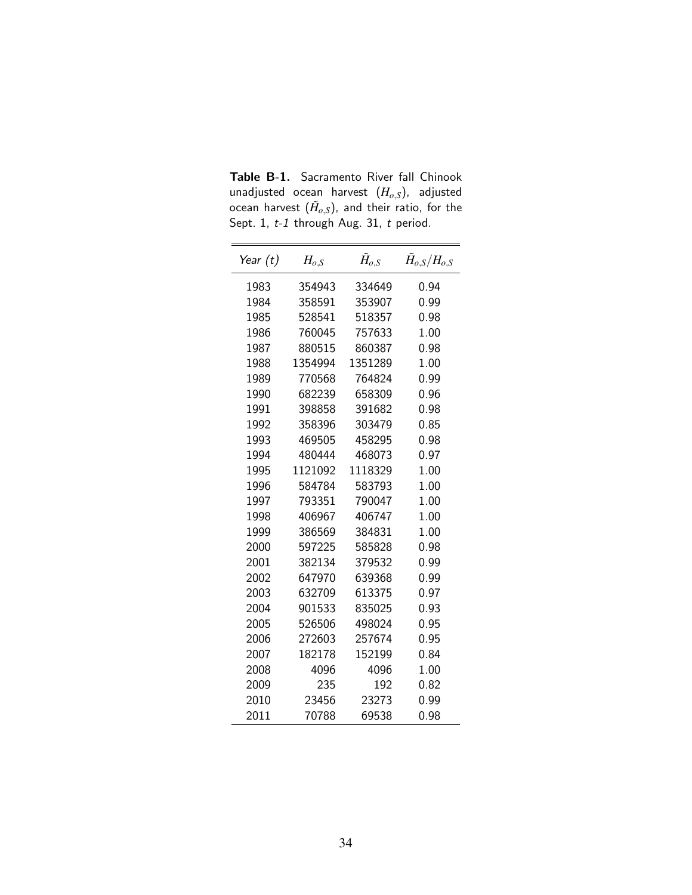**Table B-1.** Sacramento River fall Chinook unadjusted ocean harvest ($H_{o,S}$), adjusted ocean harvest ($\tilde{H}_{o,S}$), and their ratio, for the Sept. 1, *t-1* through Aug. 31, *t* period.

| *Year (t)* | $H_{o,S}$ | $\tilde{H}_{o,S}$ | $\tilde{H}_{o,S}/H_{o,S}$ |
|---|---|---|---|
| 1983 | 354943 | 334649 | 0.94 |
| 1984 | 358591 | 353907 | 0.99 |
| 1985 | 528541 | 518357 | 0.98 |
| 1986 | 760045 | 757633 | 1.00 |
| 1987 | 880515 | 860387 | 0.98 |
| 1988 | 1354994 | 1351289 | 1.00 |
| 1989 | 770568 | 764824 | 0.99 |
| 1990 | 682239 | 658309 | 0.96 |
| 1991 | 398858 | 391682 | 0.98 |
| 1992 | 358396 | 303479 | 0.85 |
| 1993 | 469505 | 458295 | 0.98 |
| 1994 | 480444 | 468073 | 0.97 |
| 1995 | 1121092 | 1118329 | 1.00 |
| 1996 | 584784 | 583793 | 1.00 |
| 1997 | 793351 | 790047 | 1.00 |
| 1998 | 406967 | 406747 | 1.00 |
| 1999 | 386569 | 384831 | 1.00 |
| 2000 | 597225 | 585828 | 0.98 |
| 2001 | 382134 | 379532 | 0.99 |
| 2002 | 647970 | 639368 | 0.99 |
| 2003 | 632709 | 613375 | 0.97 |
| 2004 | 901533 | 835025 | 0.93 |
| 2005 | 526506 | 498024 | 0.95 |
| 2006 | 272603 | 257674 | 0.95 |
| 2007 | 182178 | 152199 | 0.84 |
| 2008 | 4096 | 4096 | 1.00 |
| 2009 | 235 | 192 | 0.82 |
| 2010 | 23456 | 23273 | 0.99 |
| 2011 | 70788 | 69538 | 0.98 |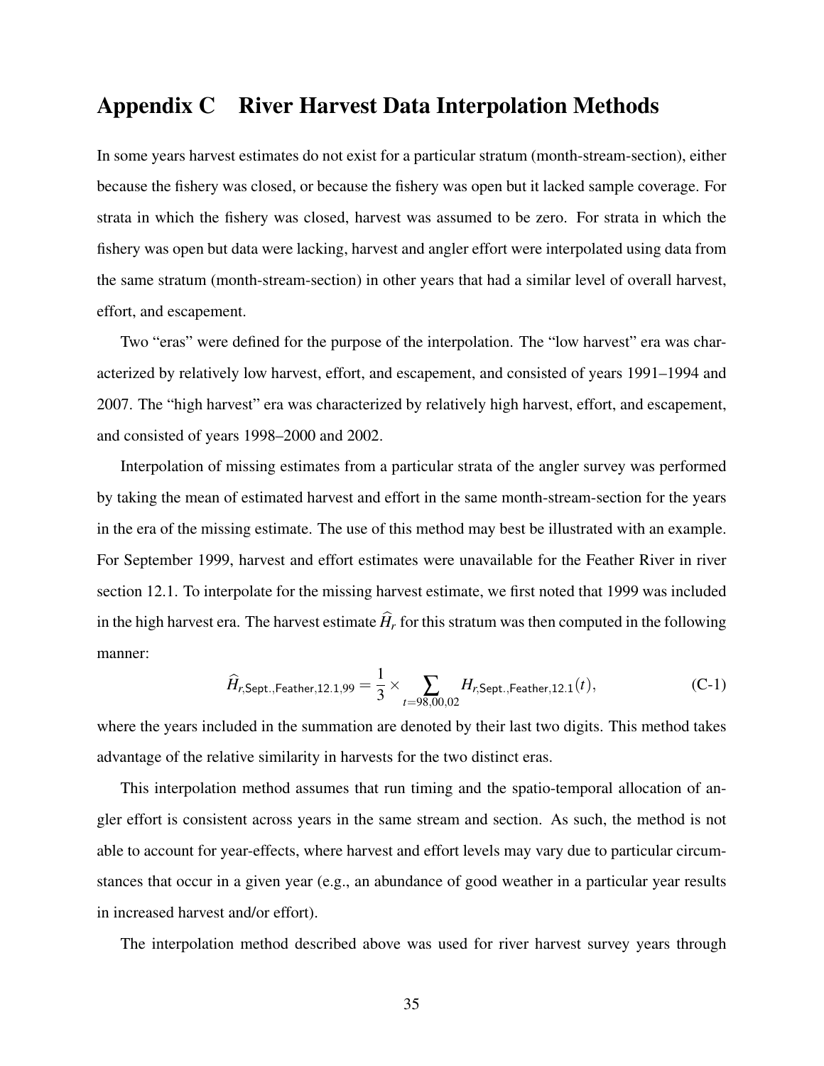# Appendix C River Harvest Data Interpolation Methods

In some years harvest estimates do not exist for a particular stratum (month-stream-section), either because the fishery was closed, or because the fishery was open but it lacked sample coverage. For strata in which the fishery was closed, harvest was assumed to be zero. For strata in which the fishery was open but data were lacking, harvest and angler effort were interpolated using data from the same stratum (month-stream-section) in other years that had a similar level of overall harvest, effort, and escapement.

Two "eras" were defined for the purpose of the interpolation. The "low harvest" era was characterized by relatively low harvest, effort, and escapement, and consisted of years 1991–1994 and 2007. The "high harvest" era was characterized by relatively high harvest, effort, and escapement, and consisted of years 1998–2000 and 2002.

Interpolation of missing estimates from a particular strata of the angler survey was performed by taking the mean of estimated harvest and effort in the same month-stream-section for the years in the era of the missing estimate. The use of this method may best be illustrated with an example. For September 1999, harvest and effort estimates were unavailable for the Feather River in river section 12.1. To interpolate for the missing harvest estimate, we first noted that 1999 was included in the high harvest era. The harvest estimate $\widehat{H}_r$ for this stratum was then computed in the following manner:

$$\widehat{H}_{r,\mathsf{Sept.},\mathsf{Feather},12.1,99} = \frac{1}{3} \times \sum_{t=98,00,02} H_{r,\mathsf{Sept.},\mathsf{Feather},12.1}(t), \tag{C-1}$$

where the years included in the summation are denoted by their last two digits. This method takes advantage of the relative similarity in harvests for the two distinct eras.

This interpolation method assumes that run timing and the spatio-temporal allocation of angler effort is consistent across years in the same stream and section. As such, the method is not able to account for year-effects, where harvest and effort levels may vary due to particular circumstances that occur in a given year (e.g., an abundance of good weather in a particular year results in increased harvest and/or effort).

The interpolation method described above was used for river harvest survey years through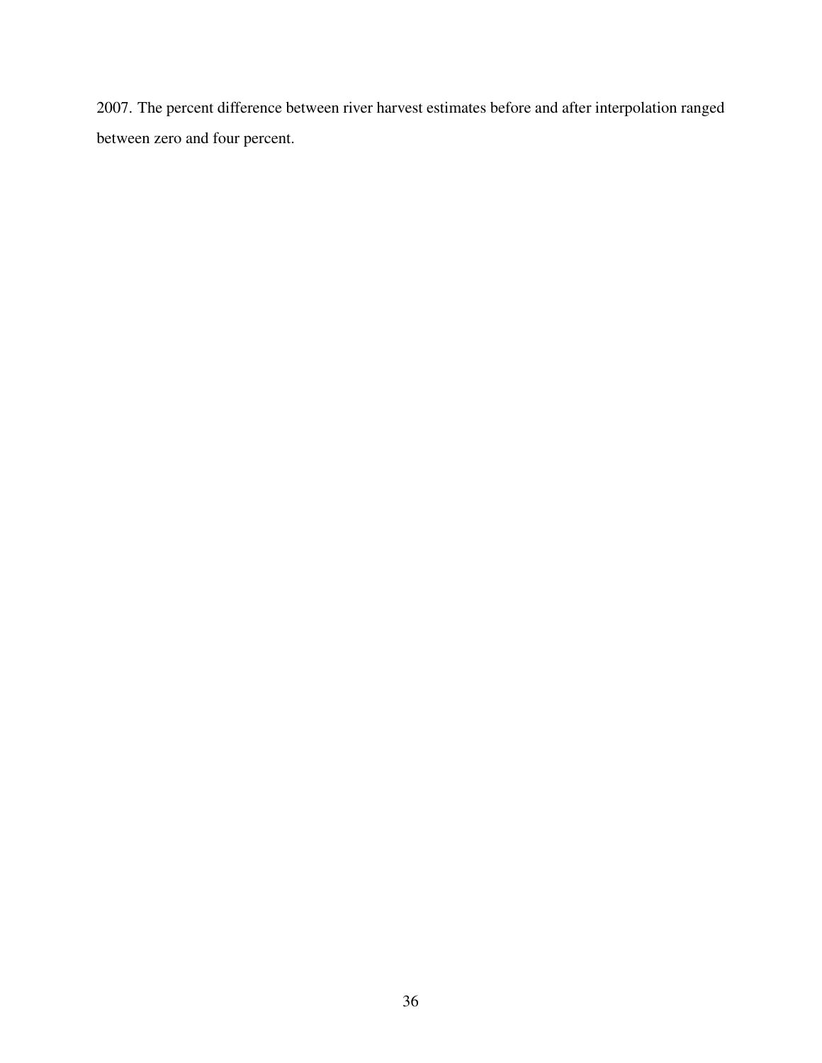2007. The percent difference between river harvest estimates before and after interpolation ranged between zero and four percent.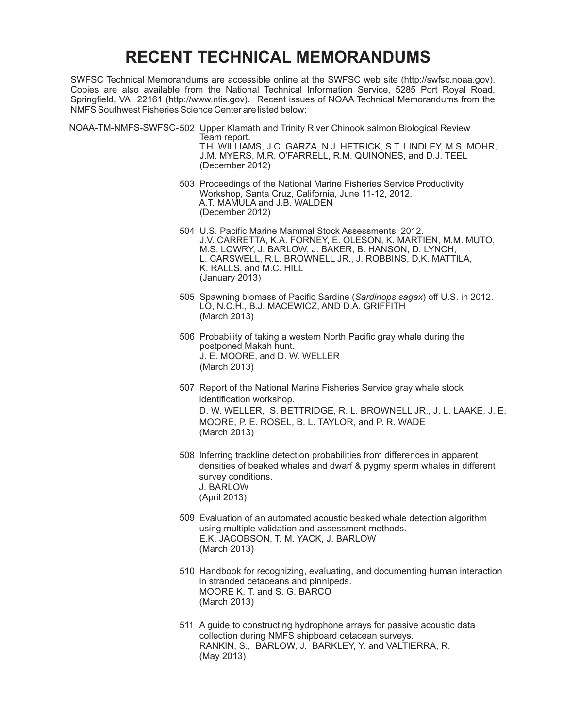# RECENT TECHNICAL MEMORANDUMS

SWFSC Technical Memorandums are accessible online at the SWFSC web site (http://swfsc.noaa.gov). Copies are also available from the National Technical Information Service, 5285 Port Royal Road, Springfield, VA 22161 (http://www.ntis.gov). Recent issues of NOAA Technical Memorandums from the NMFS Southwest Fisheries Science Center are listed below:

NOAA-TM-NMFS-SWFSC-502 Upper Klamath and Trinity River Chinook salmon Biological Review Team report.
T.H. WILLIAMS, J.C. GARZA, N.J. HETRICK, S.T. LINDLEY, M.S. MOHR, J.M. MYERS, M.R. O'FARRELL, R.M. QUINONES, and D.J. TEEL
(December 2012)

503 Proceedings of the National Marine Fisheries Service Productivity Workshop, Santa Cruz, California, June 11-12, 2012.
A.T. MAMULA and J.B. WALDEN
(December 2012)

504 U.S. Pacific Marine Mammal Stock Assessments: 2012.
J.V. CARRETTA, K.A. FORNEY, E. OLESON, K. MARTIEN, M.M. MUTO, M.S. LOWRY, J. BARLOW, J. BAKER, B. HANSON, D. LYNCH, L. CARSWELL, R.L. BROWNELL JR., J. ROBBINS, D.K. MATTILA, K. RALLS, and M.C. HILL
(January 2013)

505 Spawning biomass of Pacific Sardine (*Sardinops sagax*) off U.S. in 2012.
LO, N.C.H., B.J. MACEWICZ, AND D.A. GRIFFITH
(March 2013)

506 Probability of taking a western North Pacific gray whale during the postponed Makah hunt.
J. E. MOORE, and D. W. WELLER
(March 2013)

507 Report of the National Marine Fisheries Service gray whale stock identification workshop.
D. W. WELLER, S. BETTRIDGE, R. L. BROWNELL JR., J. L. LAAKE, J. E. MOORE, P. E. ROSEL, B. L. TAYLOR, and P. R. WADE
(March 2013)

508 Inferring trackline detection probabilities from differences in apparent densities of beaked whales and dwarf & pygmy sperm whales in different survey conditions.
J. BARLOW
(April 2013)

509 Evaluation of an automated acoustic beaked whale detection algorithm using multiple validation and assessment methods.
E.K. JACOBSON, T. M. YACK, J. BARLOW
(March 2013)

510 Handbook for recognizing, evaluating, and documenting human interaction in stranded cetaceans and pinnipeds.
MOORE K. T. and S. G. BARCO
(March 2013)

511 A guide to constructing hydrophone arrays for passive acoustic data collection during NMFS shipboard cetacean surveys.
RANKIN, S., BARLOW, J. BARKLEY, Y. and VALTIERRA, R.
(May 2013)